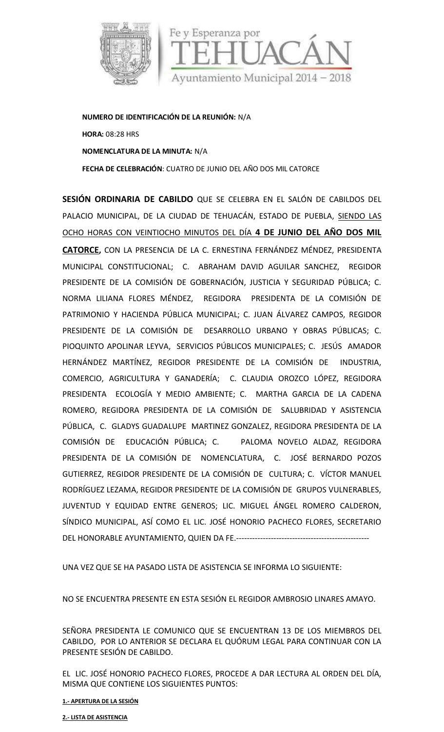**NUMERO DE IDENTIFICACIÓN DE LA REUNIÓN:** N/A

**HORA:** 08:28 HRS

**NOMENCLATURA DE LA MINUTA:** N/A

**FECHA DE CELEBRACIÓN**: CUATRO DE JUNIO DEL AÑO DOS MIL CATORCE

**SESIÓN ORDINARIA DE CABILDO** QUE SE CELEBRA EN EL SALÓN DE CABILDOS DEL PALACIO MUNICIPAL, DE LA CIUDAD DE TEHUACÁN, ESTADO DE PUEBLA, SIENDO LAS OCHO HORAS CON VEINTIOCHO MINUTOS DEL DÍA **4 DE JUNIO DEL AÑO DOS MIL CATORCE,** CON LA PRESENCIA DE LA C. ERNESTINA FERNÁNDEZ MÉNDEZ, PRESIDENTA MUNICIPAL CONSTITUCIONAL; C. ABRAHAM DAVID AGUILAR SANCHEZ, REGIDOR PRESIDENTE DE LA COMISIÓN DE GOBERNACIÓN, JUSTICIA Y SEGURIDAD PÚBLICA; C. NORMA LILIANA FLORES MÉNDEZ, REGIDORA PRESIDENTA DE LA COMISIÓN DE PATRIMONIO Y HACIENDA PÚBLICA MUNICIPAL; C. JUAN ÁLVAREZ CAMPOS, REGIDOR PRESIDENTE DE LA COMISIÓN DE DESARROLLO URBANO Y OBRAS PÚBLICAS; C. PIOQUINTO APOLINAR LEYVA, SERVICIOS PÚBLICOS MUNICIPALES; C. JESÚS AMADOR HERNÁNDEZ MARTÍNEZ, REGIDOR PRESIDENTE DE LA COMISIÓN DE INDUSTRIA, COMERCIO, AGRICULTURA Y GANADERÍA; C. CLAUDIA OROZCO LÓPEZ, REGIDORA PRESIDENTA ECOLOGÍA Y MEDIO AMBIENTE; C. MARTHA GARCIA DE LA CADENA ROMERO, REGIDORA PRESIDENTA DE LA COMISIÓN DE SALUBRIDAD Y ASISTENCIA PÚBLICA, C. GLADYS GUADALUPE MARTINEZ GONZALEZ, REGIDORA PRESIDENTA DE LA COMISIÓN DE EDUCACIÓN PÚBLICA; C. PALOMA NOVELO ALDAZ, REGIDORA PRESIDENTA DE LA COMISIÓN DE NOMENCLATURA, C. JOSÉ BERNARDO POZOS GUTIERREZ, REGIDOR PRESIDENTE DE LA COMISIÓN DE CULTURA; C. VÍCTOR MANUEL RODRÍGUEZ LEZAMA, REGIDOR PRESIDENTE DE LA COMISIÓN DE GRUPOS VULNERABLES, JUVENTUD Y EQUIDAD ENTRE GENEROS; LIC. MIGUEL ÁNGEL ROMERO CALDERON, SÍNDICO MUNICIPAL, ASÍ COMO EL LIC. JOSÉ HONORIO PACHECO FLORES, SECRETARIO DEL HONORABLE AYUNTAMIENTO, QUIEN DA FE.--------------------------------------------------

UNA VEZ QUE SE HA PASADO LISTA DE ASISTENCIA SE INFORMA LO SIGUIENTE:

NO SE ENCUENTRA PRESENTE EN ESTA SESIÓN EL REGIDOR AMBROSIO LINARES AMAYO.

SEÑORA PRESIDENTA LE COMUNICO QUE SE ENCUENTRAN 13 DE LOS MIEMBROS DEL CABILDO, POR LO ANTERIOR SE DECLARA EL QUÓRUM LEGAL PARA CONTINUAR CON LA PRESENTE SESIÓN DE CABILDO.

EL LIC. JOSÉ HONORIO PACHECO FLORES, PROCEDE A DAR LECTURA AL ORDEN DEL DÍA, MISMA QUE CONTIENE LOS SIGUIENTES PUNTOS:

**1.- APERTURA DE LA SESIÓN**

**2.- LISTA DE ASISTENCIA**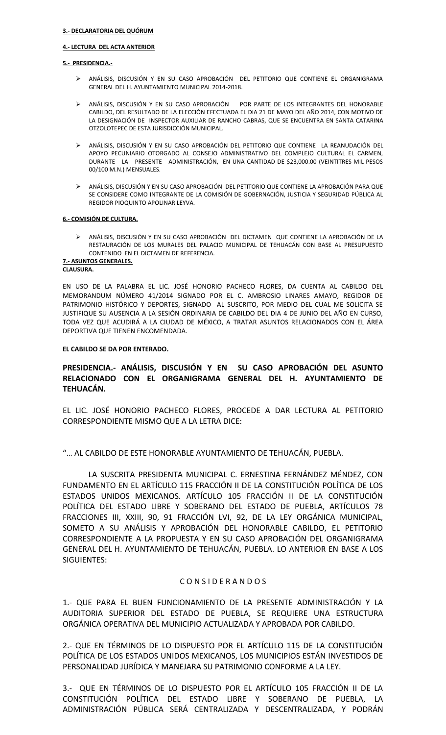**3.- DECLARATORIA DEL QUÓRUM**

**4.- LECTURA DEL ACTA ANTERIOR**

**5.- PRESIDENCIA.-**

- ANÁLISIS, DISCUSIÓN Y EN SU CASO APROBACIÓN DEL PETITORIO QUE CONTIENE EL ORGANIGRAMA GENERAL DEL H. AYUNTAMIENTO MUNICIPAL 2014-2018.

- ANÁLISIS, DISCUSIÓN Y EN SU CASO APROBACIÓN POR PARTE DE LOS INTEGRANTES DEL HONORABLE CABILDO, DEL RESULTADO DE LA ELECCIÓN EFECTUADA EL DIA 21 DE MAYO DEL AÑO 2014, CON MOTIVO DE LA DESIGNACIÓN DE INSPECTOR AUXILIAR DE RANCHO CABRAS, QUE SE ENCUENTRA EN SANTA CATARINA OTZOLOTEPEC DE ESTA JURISDICCIÓN MUNICIPAL.

- ANÁLISIS, DISCUSIÓN Y EN SU CASO APROBACIÓN DEL PETITORIO QUE CONTIENE LA REANUDACIÓN DEL APOYO PECUNIARIO OTORGADO AL CONSEJO ADMINISTRATIVO DEL COMPLEJO CULTURAL EL CARMEN, DURANTE LA PRESENTE ADMINISTRACIÓN, EN UNA CANTIDAD DE $23,000.00 (VEINTITRES MIL PESOS 00/100 M.N.) MENSUALES.

- ANÁLISIS, DISCUSIÓN Y EN SU CASO APROBACIÓN DEL PETITORIO QUE CONTIENE LA APROBACIÓN PARA QUE SE CONSIDERE COMO INTEGRANTE DE LA COMISIÓN DE GOBERNACIÓN, JUSTICIA Y SEGURIDAD PÚBLICA AL REGIDOR PIOQUINTO APOLINAR LEYVA.

**6.- COMISIÓN DE CULTURA.**

- ANÁLISIS, DISCUSIÓN Y EN SU CASO APROBACIÓN DEL DICTAMEN QUE CONTIENE LA APROBACIÓN DE LA RESTAURACIÓN DE LOS MURALES DEL PALACIO MUNICIPAL DE TEHUACÁN CON BASE AL PRESUPUESTO CONTENIDO EN EL DICTAMEN DE REFERENCIA.

**7.- ASUNTOS GENERALES.**

**CLAUSURA.**

EN USO DE LA PALABRA EL LIC. JOSÉ HONORIO PACHECO FLORES, DA CUENTA AL CABILDO DEL MEMORANDUM NÚMERO 41/2014 SIGNADO POR EL C. AMBROSIO LINARES AMAYO, REGIDOR DE PATRIMONIO HISTÓRICO Y DEPORTES, SIGNADO AL SUSCRITO, POR MEDIO DEL CUAL ME SOLICITA SE JUSTIFIQUE SU AUSENCIA A LA SESIÓN ORDINARIA DE CABILDO DEL DIA 4 DE JUNIO DEL AÑO EN CURSO, TODA VEZ QUE ACUDIRÁ A LA CIUDAD DE MÉXICO, A TRATAR ASUNTOS RELACIONADOS CON EL ÁREA DEPORTIVA QUE TIENEN ENCOMENDADA.

**EL CABILDO SE DA POR ENTERADO.**

**PRESIDENCIA.- ANÁLISIS, DISCUSIÓN Y EN SU CASO APROBACIÓN DEL ASUNTO RELACIONADO CON EL ORGANIGRAMA GENERAL DEL H. AYUNTAMIENTO DE TEHUACÁN.**

EL LIC. JOSÉ HONORIO PACHECO FLORES, PROCEDE A DAR LECTURA AL PETITORIO CORRESPONDIENTE MISMO QUE A LA LETRA DICE:

"… AL CABILDO DE ESTE HONORABLE AYUNTAMIENTO DE TEHUACÁN, PUEBLA.

LA SUSCRITA PRESIDENTA MUNICIPAL C. ERNESTINA FERNÁNDEZ MÉNDEZ, CON FUNDAMENTO EN EL ARTÍCULO 115 FRACCIÓN II DE LA CONSTITUCIÓN POLÍTICA DE LOS ESTADOS UNIDOS MEXICANOS. ARTÍCULO 105 FRACCIÓN II DE LA CONSTITUCIÓN POLÍTICA DEL ESTADO LIBRE Y SOBERANO DEL ESTADO DE PUEBLA, ARTÍCULOS 78 FRACCIONES III, XXIII, 90, 91 FRACCIÓN LVI, 92, DE LA LEY ORGÁNICA MUNICIPAL, SOMETO A SU ANÁLISIS Y APROBACIÓN DEL HONORABLE CABILDO, EL PETITORIO CORRESPONDIENTE A LA PROPUESTA Y EN SU CASO APROBACIÓN DEL ORGANIGRAMA GENERAL DEL H. AYUNTAMIENTO DE TEHUACÁN, PUEBLA. LO ANTERIOR EN BASE A LOS SIGUIENTES:

C O N S I D E R A N D O S

1.- QUE PARA EL BUEN FUNCIONAMIENTO DE LA PRESENTE ADMINISTRACIÓN Y LA AUDITORIA SUPERIOR DEL ESTADO DE PUEBLA, SE REQUIERE UNA ESTRUCTURA ORGÁNICA OPERATIVA DEL MUNICIPIO ACTUALIZADA Y APROBADA POR CABILDO.

2.- QUE EN TÉRMINOS DE LO DISPUESTO POR EL ARTÍCULO 115 DE LA CONSTITUCIÓN POLÍTICA DE LOS ESTADOS UNIDOS MEXICANOS, LOS MUNICIPIOS ESTÁN INVESTIDOS DE PERSONALIDAD JURÍDICA Y MANEJARA SU PATRIMONIO CONFORME A LA LEY.

3.- QUE EN TÉRMINOS DE LO DISPUESTO POR EL ARTÍCULO 105 FRACCIÓN II DE LA CONSTITUCIÓN POLÍTICA DEL ESTADO LIBRE Y SOBERANO DE PUEBLA, LA ADMINISTRACIÓN PÚBLICA SERÁ CENTRALIZADA Y DESCENTRALIZADA, Y PODRÁN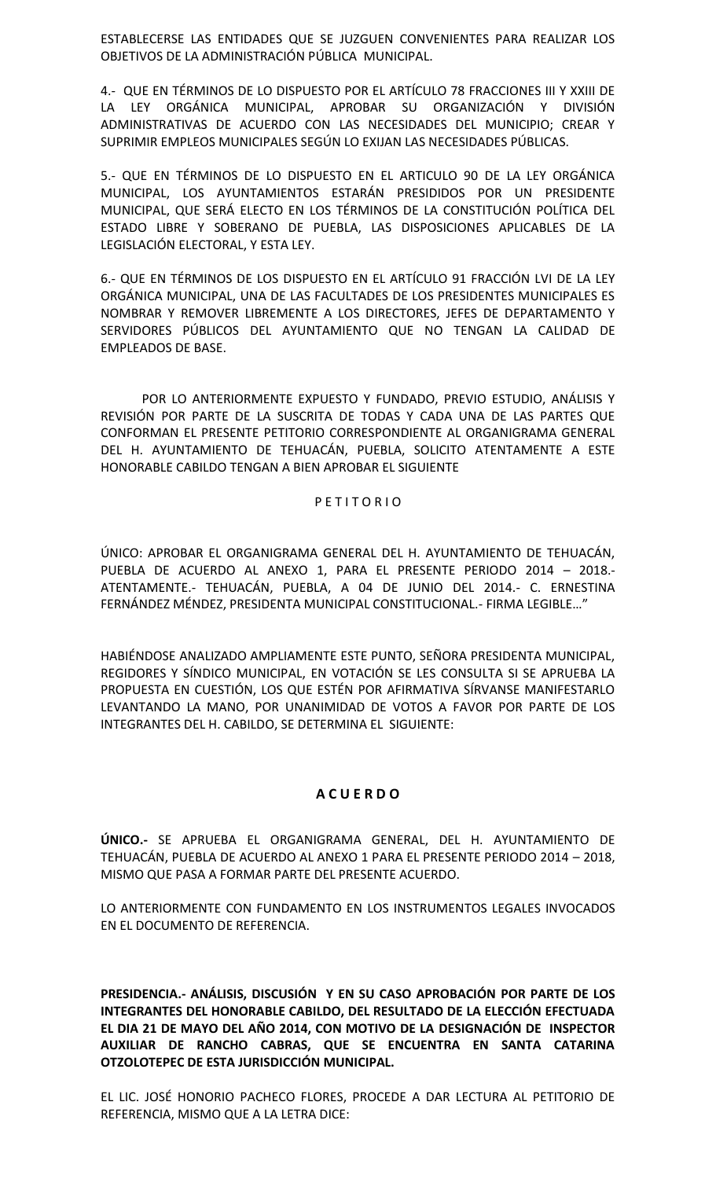ESTABLECERSE LAS ENTIDADES QUE SE JUZGUEN CONVENIENTES PARA REALIZAR LOS OBJETIVOS DE LA ADMINISTRACIÓN PÚBLICA MUNICIPAL.

4.- QUE EN TÉRMINOS DE LO DISPUESTO POR EL ARTÍCULO 78 FRACCIONES III Y XXIII DE LA LEY ORGÁNICA MUNICIPAL, APROBAR SU ORGANIZACIÓN Y DIVISIÓN ADMINISTRATIVAS DE ACUERDO CON LAS NECESIDADES DEL MUNICIPIO; CREAR Y SUPRIMIR EMPLEOS MUNICIPALES SEGÚN LO EXIJAN LAS NECESIDADES PÚBLICAS.

5.- QUE EN TÉRMINOS DE LO DISPUESTO EN EL ARTICULO 90 DE LA LEY ORGÁNICA MUNICIPAL, LOS AYUNTAMIENTOS ESTARÁN PRESIDIDOS POR UN PRESIDENTE MUNICIPAL, QUE SERÁ ELECTO EN LOS TÉRMINOS DE LA CONSTITUCIÓN POLÍTICA DEL ESTADO LIBRE Y SOBERANO DE PUEBLA, LAS DISPOSICIONES APLICABLES DE LA LEGISLACIÓN ELECTORAL, Y ESTA LEY.

6.- QUE EN TÉRMINOS DE LOS DISPUESTO EN EL ARTÍCULO 91 FRACCIÓN LVI DE LA LEY ORGÁNICA MUNICIPAL, UNA DE LAS FACULTADES DE LOS PRESIDENTES MUNICIPALES ES NOMBRAR Y REMOVER LIBREMENTE A LOS DIRECTORES, JEFES DE DEPARTAMENTO Y SERVIDORES PÚBLICOS DEL AYUNTAMIENTO QUE NO TENGAN LA CALIDAD DE EMPLEADOS DE BASE.

POR LO ANTERIORMENTE EXPUESTO Y FUNDADO, PREVIO ESTUDIO, ANÁLISIS Y REVISIÓN POR PARTE DE LA SUSCRITA DE TODAS Y CADA UNA DE LAS PARTES QUE CONFORMAN EL PRESENTE PETITORIO CORRESPONDIENTE AL ORGANIGRAMA GENERAL DEL H. AYUNTAMIENTO DE TEHUACÁN, PUEBLA, SOLICITO ATENTAMENTE A ESTE HONORABLE CABILDO TENGAN A BIEN APROBAR EL SIGUIENTE

P E T I T O R I O

ÚNICO: APROBAR EL ORGANIGRAMA GENERAL DEL H. AYUNTAMIENTO DE TEHUACÁN, PUEBLA DE ACUERDO AL ANEXO 1, PARA EL PRESENTE PERIODO 2014 – 2018.- ATENTAMENTE.- TEHUACÁN, PUEBLA, A 04 DE JUNIO DEL 2014.- C. ERNESTINA FERNÁNDEZ MÉNDEZ, PRESIDENTA MUNICIPAL CONSTITUCIONAL.- FIRMA LEGIBLE…"

HABIÉNDOSE ANALIZADO AMPLIAMENTE ESTE PUNTO, SEÑORA PRESIDENTA MUNICIPAL, REGIDORES Y SÍNDICO MUNICIPAL, EN VOTACIÓN SE LES CONSULTA SI SE APRUEBA LA PROPUESTA EN CUESTIÓN, LOS QUE ESTÉN POR AFIRMATIVA SÍRVANSE MANIFESTARLO LEVANTANDO LA MANO, POR UNANIMIDAD DE VOTOS A FAVOR POR PARTE DE LOS INTEGRANTES DEL H. CABILDO, SE DETERMINA EL SIGUIENTE:

**A C U E R D O**

**ÚNICO.-** SE APRUEBA EL ORGANIGRAMA GENERAL, DEL H. AYUNTAMIENTO DE TEHUACÁN, PUEBLA DE ACUERDO AL ANEXO 1 PARA EL PRESENTE PERIODO 2014 – 2018, MISMO QUE PASA A FORMAR PARTE DEL PRESENTE ACUERDO.

LO ANTERIORMENTE CON FUNDAMENTO EN LOS INSTRUMENTOS LEGALES INVOCADOS EN EL DOCUMENTO DE REFERENCIA.

**PRESIDENCIA.- ANÁLISIS, DISCUSIÓN Y EN SU CASO APROBACIÓN POR PARTE DE LOS INTEGRANTES DEL HONORABLE CABILDO, DEL RESULTADO DE LA ELECCIÓN EFECTUADA EL DIA 21 DE MAYO DEL AÑO 2014, CON MOTIVO DE LA DESIGNACIÓN DE INSPECTOR AUXILIAR DE RANCHO CABRAS, QUE SE ENCUENTRA EN SANTA CATARINA OTZOLOTEPEC DE ESTA JURISDICCIÓN MUNICIPAL.**

EL LIC. JOSÉ HONORIO PACHECO FLORES, PROCEDE A DAR LECTURA AL PETITORIO DE REFERENCIA, MISMO QUE A LA LETRA DICE: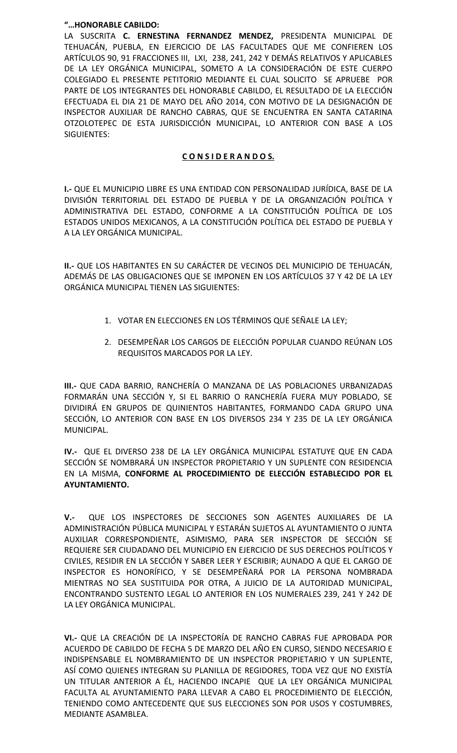**"…HONORABLE CABILDO:**

LA SUSCRITA **C. ERNESTINA FERNANDEZ MENDEZ,** PRESIDENTA MUNICIPAL DE TEHUACÁN, PUEBLA, EN EJERCICIO DE LAS FACULTADES QUE ME CONFIEREN LOS ARTÍCULOS 90, 91 FRACCIONES III, LXI, 238, 241, 242 Y DEMÁS RELATIVOS Y APLICABLES DE LA LEY ORGÁNICA MUNICIPAL, SOMETO A LA CONSIDERACIÓN DE ESTE CUERPO COLEGIADO EL PRESENTE PETITORIO MEDIANTE EL CUAL SOLICITO SE APRUEBE POR PARTE DE LOS INTEGRANTES DEL HONORABLE CABILDO, EL RESULTADO DE LA ELECCIÓN EFECTUADA EL DIA 21 DE MAYO DEL AÑO 2014, CON MOTIVO DE LA DESIGNACIÓN DE INSPECTOR AUXILIAR DE RANCHO CABRAS, QUE SE ENCUENTRA EN SANTA CATARINA OTZOLOTEPEC DE ESTA JURISDICCIÓN MUNICIPAL, LO ANTERIOR CON BASE A LOS SIGUIENTES:

## C O N S I D E R A N D O S.

**I.-** QUE EL MUNICIPIO LIBRE ES UNA ENTIDAD CON PERSONALIDAD JURÍDICA, BASE DE LA DIVISIÓN TERRITORIAL DEL ESTADO DE PUEBLA Y DE LA ORGANIZACIÓN POLÍTICA Y ADMINISTRATIVA DEL ESTADO, CONFORME A LA CONSTITUCIÓN POLÍTICA DE LOS ESTADOS UNIDOS MEXICANOS, A LA CONSTITUCIÓN POLÍTICA DEL ESTADO DE PUEBLA Y A LA LEY ORGÁNICA MUNICIPAL.

**II.-** QUE LOS HABITANTES EN SU CARÁCTER DE VECINOS DEL MUNICIPIO DE TEHUACÁN, ADEMÁS DE LAS OBLIGACIONES QUE SE IMPONEN EN LOS ARTÍCULOS 37 Y 42 DE LA LEY ORGÁNICA MUNICIPAL TIENEN LAS SIGUIENTES:

1. VOTAR EN ELECCIONES EN LOS TÉRMINOS QUE SEÑALE LA LEY;
2. DESEMPEÑAR LOS CARGOS DE ELECCIÓN POPULAR CUANDO REÚNAN LOS REQUISITOS MARCADOS POR LA LEY.

**III.-** QUE CADA BARRIO, RANCHERÍA O MANZANA DE LAS POBLACIONES URBANIZADAS FORMARÁN UNA SECCIÓN Y, SI EL BARRIO O RANCHERÍA FUERA MUY POBLADO, SE DIVIDIRÁ EN GRUPOS DE QUINIENTOS HABITANTES, FORMANDO CADA GRUPO UNA SECCIÓN, LO ANTERIOR CON BASE EN LOS DIVERSOS 234 Y 235 DE LA LEY ORGÁNICA MUNICIPAL.

**IV.-** QUE EL DIVERSO 238 DE LA LEY ORGÁNICA MUNICIPAL ESTATUYE QUE EN CADA SECCIÓN SE NOMBRARÁ UN INSPECTOR PROPIETARIO Y UN SUPLENTE CON RESIDENCIA EN LA MISMA, **CONFORME AL PROCEDIMIENTO DE ELECCIÓN ESTABLECIDO POR EL AYUNTAMIENTO.**

**V.-** QUE LOS INSPECTORES DE SECCIONES SON AGENTES AUXILIARES DE LA ADMINISTRACIÓN PÚBLICA MUNICIPAL Y ESTARÁN SUJETOS AL AYUNTAMIENTO O JUNTA AUXILIAR CORRESPONDIENTE, ASIMISMO, PARA SER INSPECTOR DE SECCIÓN SE REQUIERE SER CIUDADANO DEL MUNICIPIO EN EJERCICIO DE SUS DERECHOS POLÍTICOS Y CIVILES, RESIDIR EN LA SECCIÓN Y SABER LEER Y ESCRIBIR; AUNADO A QUE EL CARGO DE INSPECTOR ES HONORÍFICO, Y SE DESEMPEÑARÁ POR LA PERSONA NOMBRADA MIENTRAS NO SEA SUSTITUIDA POR OTRA, A JUICIO DE LA AUTORIDAD MUNICIPAL, ENCONTRANDO SUSTENTO LEGAL LO ANTERIOR EN LOS NUMERALES 239, 241 Y 242 DE LA LEY ORGÁNICA MUNICIPAL.

**VI.-** QUE LA CREACIÓN DE LA INSPECTORÍA DE RANCHO CABRAS FUE APROBADA POR ACUERDO DE CABILDO DE FECHA 5 DE MARZO DEL AÑO EN CURSO, SIENDO NECESARIO E INDISPENSABLE EL NOMBRAMIENTO DE UN INSPECTOR PROPIETARIO Y UN SUPLENTE, ASÍ COMO QUIENES INTEGRAN SU PLANILLA DE REGIDORES, TODA VEZ QUE NO EXISTÍA UN TITULAR ANTERIOR A ÉL, HACIENDO INCAPIE QUE LA LEY ORGÁNICA MUNICIPAL FACULTA AL AYUNTAMIENTO PARA LLEVAR A CABO EL PROCEDIMIENTO DE ELECCIÓN, TENIENDO COMO ANTECEDENTE QUE SUS ELECCIONES SON POR USOS Y COSTUMBRES, MEDIANTE ASAMBLEA.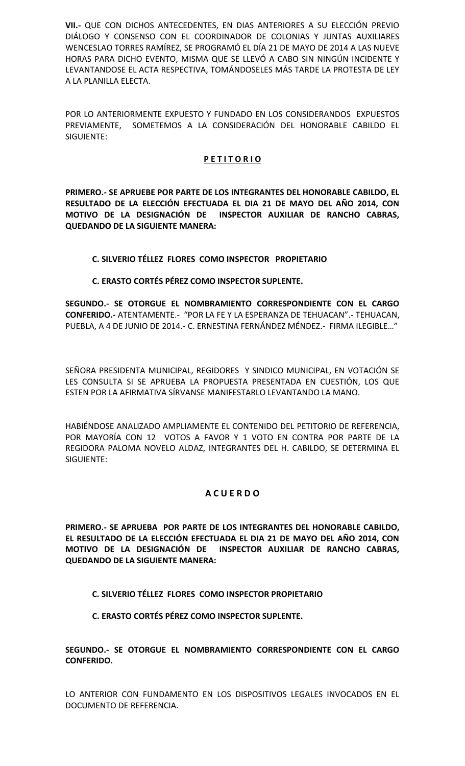**VII.-** QUE CON DICHOS ANTECEDENTES, EN DIAS ANTERIORES A SU ELECCIÓN PREVIO DIÁLOGO Y CONSENSO CON EL COORDINADOR DE COLONIAS Y JUNTAS AUXILIARES WENCESLAO TORRES RAMÍREZ, SE PROGRAMÓ EL DÍA 21 DE MAYO DE 2014 A LAS NUEVE HORAS PARA DICHO EVENTO, MISMA QUE SE LLEVÓ A CABO SIN NINGÚN INCIDENTE Y LEVANTANDOSE EL ACTA RESPECTIVA, TOMÁNDOSELES MÁS TARDE LA PROTESTA DE LEY A LA PLANILLA ELECTA.

POR LO ANTERIORMENTE EXPUESTO Y FUNDADO EN LOS CONSIDERANDOS EXPUESTOS PREVIAMENTE, SOMETEMOS A LA CONSIDERACIÓN DEL HONORABLE CABILDO EL SIGUIENTE:

**P E T I T O R I O**

**PRIMERO.- SE APRUEBE POR PARTE DE LOS INTEGRANTES DEL HONORABLE CABILDO, EL RESULTADO DE LA ELECCIÓN EFECTUADA EL DIA 21 DE MAYO DEL AÑO 2014, CON MOTIVO DE LA DESIGNACIÓN DE INSPECTOR AUXILIAR DE RANCHO CABRAS, QUEDANDO DE LA SIGUIENTE MANERA:**

**C. SILVERIO TÉLLEZ FLORES COMO INSPECTOR PROPIETARIO**

**C. ERASTO CORTÉS PÉREZ COMO INSPECTOR SUPLENTE.**

**SEGUNDO.- SE OTORGUE EL NOMBRAMIENTO CORRESPONDIENTE CON EL CARGO CONFERIDO.-** ATENTAMENTE.- "POR LA FE Y LA ESPERANZA DE TEHUACAN".- TEHUACAN, PUEBLA, A 4 DE JUNIO DE 2014.- C. ERNESTINA FERNÁNDEZ MÉNDEZ.- FIRMA ILEGIBLE…"

SEÑORA PRESIDENTA MUNICIPAL, REGIDORES Y SINDICO MUNICIPAL, EN VOTACIÓN SE LES CONSULTA SI SE APRUEBA LA PROPUESTA PRESENTADA EN CUESTIÓN, LOS QUE ESTEN POR LA AFIRMATIVA SÍRVANSE MANIFESTARLO LEVANTANDO LA MANO.

HABIÉNDOSE ANALIZADO AMPLIAMENTE EL CONTENIDO DEL PETITORIO DE REFERENCIA, POR MAYORÍA CON 12 VOTOS A FAVOR Y 1 VOTO EN CONTRA POR PARTE DE LA REGIDORA PALOMA NOVELO ALDAZ, INTEGRANTES DEL H. CABILDO, SE DETERMINA EL SIGUIENTE:

**A C U E R D O**

**PRIMERO.- SE APRUEBA POR PARTE DE LOS INTEGRANTES DEL HONORABLE CABILDO, EL RESULTADO DE LA ELECCIÓN EFECTUADA EL DIA 21 DE MAYO DEL AÑO 2014, CON MOTIVO DE LA DESIGNACIÓN DE INSPECTOR AUXILIAR DE RANCHO CABRAS, QUEDANDO DE LA SIGUIENTE MANERA:**

**C. SILVERIO TÉLLEZ FLORES COMO INSPECTOR PROPIETARIO**

**C. ERASTO CORTÉS PÉREZ COMO INSPECTOR SUPLENTE.**

**SEGUNDO.- SE OTORGUE EL NOMBRAMIENTO CORRESPONDIENTE CON EL CARGO CONFERIDO.**

LO ANTERIOR CON FUNDAMENTO EN LOS DISPOSITIVOS LEGALES INVOCADOS EN EL DOCUMENTO DE REFERENCIA.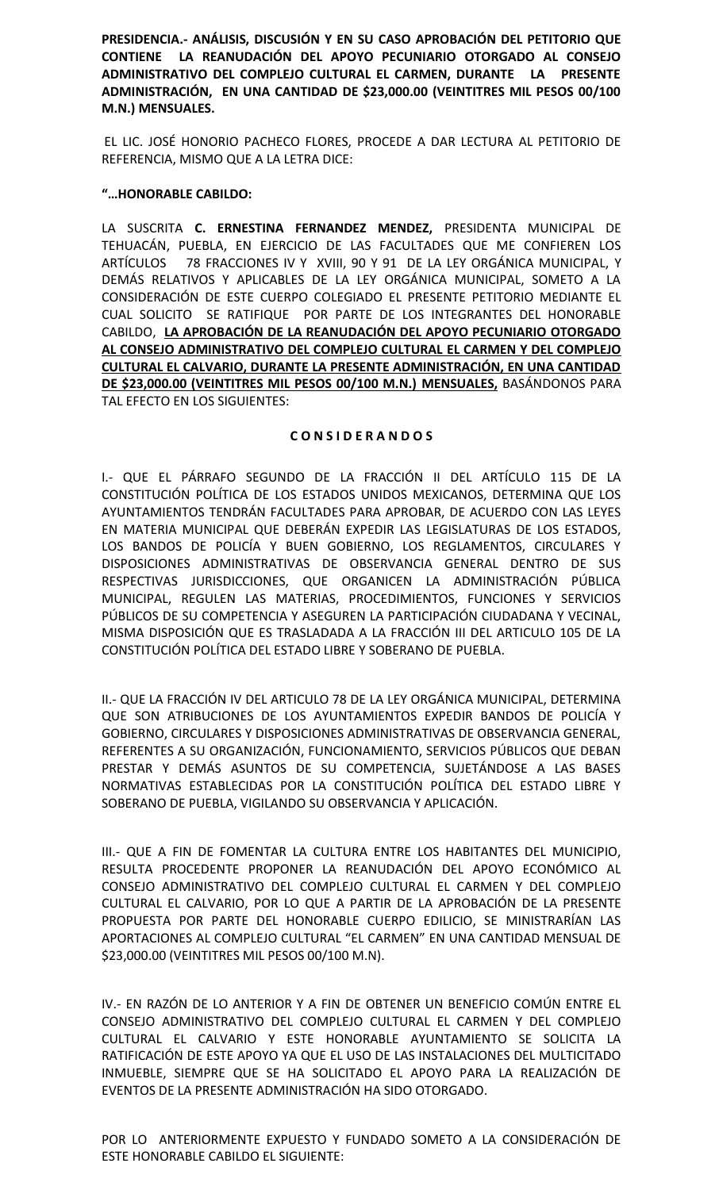**PRESIDENCIA.- ANÁLISIS, DISCUSIÓN Y EN SU CASO APROBACIÓN DEL PETITORIO QUE CONTIENE LA REANUDACIÓN DEL APOYO PECUNIARIO OTORGADO AL CONSEJO ADMINISTRATIVO DEL COMPLEJO CULTURAL EL CARMEN, DURANTE LA PRESENTE ADMINISTRACIÓN, EN UNA CANTIDAD DE $23,000.00 (VEINTITRES MIL PESOS 00/100 M.N.) MENSUALES.**

EL LIC. JOSÉ HONORIO PACHECO FLORES, PROCEDE A DAR LECTURA AL PETITORIO DE REFERENCIA, MISMO QUE A LA LETRA DICE:

**"…HONORABLE CABILDO:**

LA SUSCRITA **C. ERNESTINA FERNANDEZ MENDEZ,** PRESIDENTA MUNICIPAL DE TEHUACÁN, PUEBLA, EN EJERCICIO DE LAS FACULTADES QUE ME CONFIEREN LOS ARTÍCULOS 78 FRACCIONES IV Y XVIII, 90 Y 91 DE LA LEY ORGÁNICA MUNICIPAL, Y DEMÁS RELATIVOS Y APLICABLES DE LA LEY ORGÁNICA MUNICIPAL, SOMETO A LA CONSIDERACIÓN DE ESTE CUERPO COLEGIADO EL PRESENTE PETITORIO MEDIANTE EL CUAL SOLICITO SE RATIFIQUE POR PARTE DE LOS INTEGRANTES DEL HONORABLE CABILDO, **LA APROBACIÓN DE LA REANUDACIÓN DEL APOYO PECUNIARIO OTORGADO AL CONSEJO ADMINISTRATIVO DEL COMPLEJO CULTURAL EL CARMEN Y DEL COMPLEJO CULTURAL EL CALVARIO, DURANTE LA PRESENTE ADMINISTRACIÓN, EN UNA CANTIDAD DE $23,000.00 (VEINTITRES MIL PESOS 00/100 M.N.) MENSUALES,** BASÁNDONOS PARA TAL EFECTO EN LOS SIGUIENTES:

**C O N S I D E R A N D O S**

I.- QUE EL PÁRRAFO SEGUNDO DE LA FRACCIÓN II DEL ARTÍCULO 115 DE LA CONSTITUCIÓN POLÍTICA DE LOS ESTADOS UNIDOS MEXICANOS, DETERMINA QUE LOS AYUNTAMIENTOS TENDRÁN FACULTADES PARA APROBAR, DE ACUERDO CON LAS LEYES EN MATERIA MUNICIPAL QUE DEBERÁN EXPEDIR LAS LEGISLATURAS DE LOS ESTADOS, LOS BANDOS DE POLICÍA Y BUEN GOBIERNO, LOS REGLAMENTOS, CIRCULARES Y DISPOSICIONES ADMINISTRATIVAS DE OBSERVANCIA GENERAL DENTRO DE SUS RESPECTIVAS JURISDICCIONES, QUE ORGANICEN LA ADMINISTRACIÓN PÚBLICA MUNICIPAL, REGULEN LAS MATERIAS, PROCEDIMIENTOS, FUNCIONES Y SERVICIOS PÚBLICOS DE SU COMPETENCIA Y ASEGUREN LA PARTICIPACIÓN CIUDADANA Y VECINAL, MISMA DISPOSICIÓN QUE ES TRASLADADA A LA FRACCIÓN III DEL ARTICULO 105 DE LA CONSTITUCIÓN POLÍTICA DEL ESTADO LIBRE Y SOBERANO DE PUEBLA.

II.- QUE LA FRACCIÓN IV DEL ARTICULO 78 DE LA LEY ORGÁNICA MUNICIPAL, DETERMINA QUE SON ATRIBUCIONES DE LOS AYUNTAMIENTOS EXPEDIR BANDOS DE POLICÍA Y GOBIERNO, CIRCULARES Y DISPOSICIONES ADMINISTRATIVAS DE OBSERVANCIA GENERAL, REFERENTES A SU ORGANIZACIÓN, FUNCIONAMIENTO, SERVICIOS PÚBLICOS QUE DEBAN PRESTAR Y DEMÁS ASUNTOS DE SU COMPETENCIA, SUJETÁNDOSE A LAS BASES NORMATIVAS ESTABLECIDAS POR LA CONSTITUCIÓN POLÍTICA DEL ESTADO LIBRE Y SOBERANO DE PUEBLA, VIGILANDO SU OBSERVANCIA Y APLICACIÓN.

III.- QUE A FIN DE FOMENTAR LA CULTURA ENTRE LOS HABITANTES DEL MUNICIPIO, RESULTA PROCEDENTE PROPONER LA REANUDACIÓN DEL APOYO ECONÓMICO AL CONSEJO ADMINISTRATIVO DEL COMPLEJO CULTURAL EL CARMEN Y DEL COMPLEJO CULTURAL EL CALVARIO, POR LO QUE A PARTIR DE LA APROBACIÓN DE LA PRESENTE PROPUESTA POR PARTE DEL HONORABLE CUERPO EDILICIO, SE MINISTRARÍAN LAS APORTACIONES AL COMPLEJO CULTURAL "EL CARMEN" EN UNA CANTIDAD MENSUAL DE $23,000.00 (VEINTITRES MIL PESOS 00/100 M.N).

IV.- EN RAZÓN DE LO ANTERIOR Y A FIN DE OBTENER UN BENEFICIO COMÚN ENTRE EL CONSEJO ADMINISTRATIVO DEL COMPLEJO CULTURAL EL CARMEN Y DEL COMPLEJO CULTURAL EL CALVARIO Y ESTE HONORABLE AYUNTAMIENTO SE SOLICITA LA RATIFICACIÓN DE ESTE APOYO YA QUE EL USO DE LAS INSTALACIONES DEL MULTICITADO INMUEBLE, SIEMPRE QUE SE HA SOLICITADO EL APOYO PARA LA REALIZACIÓN DE EVENTOS DE LA PRESENTE ADMINISTRACIÓN HA SIDO OTORGADO.

POR LO ANTERIORMENTE EXPUESTO Y FUNDADO SOMETO A LA CONSIDERACIÓN DE ESTE HONORABLE CABILDO EL SIGUIENTE: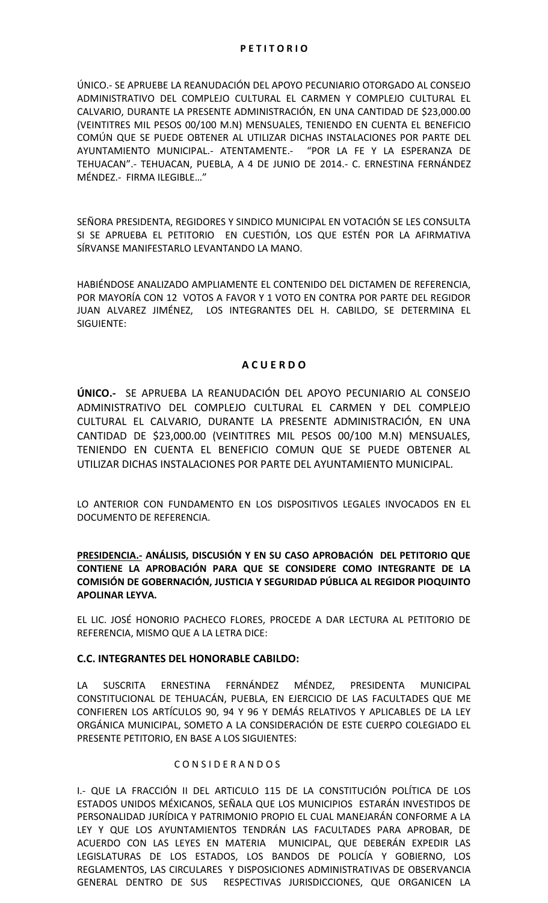**P E T I T O R I O**

ÚNICO.- SE APRUEBE LA REANUDACIÓN DEL APOYO PECUNIARIO OTORGADO AL CONSEJO ADMINISTRATIVO DEL COMPLEJO CULTURAL EL CARMEN Y COMPLEJO CULTURAL EL CALVARIO, DURANTE LA PRESENTE ADMINISTRACIÓN, EN UNA CANTIDAD DE $23,000.00 (VEINTITRES MIL PESOS 00/100 M.N) MENSUALES, TENIENDO EN CUENTA EL BENEFICIO COMÚN QUE SE PUEDE OBTENER AL UTILIZAR DICHAS INSTALACIONES POR PARTE DEL AYUNTAMIENTO MUNICIPAL.- ATENTAMENTE.- "POR LA FE Y LA ESPERANZA DE TEHUACAN".- TEHUACAN, PUEBLA, A 4 DE JUNIO DE 2014.- C. ERNESTINA FERNÁNDEZ MÉNDEZ.- FIRMA ILEGIBLE…"

SEÑORA PRESIDENTA, REGIDORES Y SINDICO MUNICIPAL EN VOTACIÓN SE LES CONSULTA SI SE APRUEBA EL PETITORIO EN CUESTIÓN, LOS QUE ESTÉN POR LA AFIRMATIVA SÍRVANSE MANIFESTARLO LEVANTANDO LA MANO.

HABIÉNDOSE ANALIZADO AMPLIAMENTE EL CONTENIDO DEL DICTAMEN DE REFERENCIA, POR MAYORÍA CON 12 VOTOS A FAVOR Y 1 VOTO EN CONTRA POR PARTE DEL REGIDOR JUAN ALVAREZ JIMÉNEZ, LOS INTEGRANTES DEL H. CABILDO, SE DETERMINA EL SIGUIENTE:

**A C U E R D O**

**ÚNICO.-** SE APRUEBA LA REANUDACIÓN DEL APOYO PECUNIARIO AL CONSEJO ADMINISTRATIVO DEL COMPLEJO CULTURAL EL CARMEN Y DEL COMPLEJO CULTURAL EL CALVARIO, DURANTE LA PRESENTE ADMINISTRACIÓN, EN UNA CANTIDAD DE $23,000.00 (VEINTITRES MIL PESOS 00/100 M.N) MENSUALES, TENIENDO EN CUENTA EL BENEFICIO COMUN QUE SE PUEDE OBTENER AL UTILIZAR DICHAS INSTALACIONES POR PARTE DEL AYUNTAMIENTO MUNICIPAL.

LO ANTERIOR CON FUNDAMENTO EN LOS DISPOSITIVOS LEGALES INVOCADOS EN EL DOCUMENTO DE REFERENCIA.

**PRESIDENCIA.- ANÁLISIS, DISCUSIÓN Y EN SU CASO APROBACIÓN DEL PETITORIO QUE CONTIENE LA APROBACIÓN PARA QUE SE CONSIDERE COMO INTEGRANTE DE LA COMISIÓN DE GOBERNACIÓN, JUSTICIA Y SEGURIDAD PÚBLICA AL REGIDOR PIOQUINTO APOLINAR LEYVA.**

EL LIC. JOSÉ HONORIO PACHECO FLORES, PROCEDE A DAR LECTURA AL PETITORIO DE REFERENCIA, MISMO QUE A LA LETRA DICE:

**C.C. INTEGRANTES DEL HONORABLE CABILDO:**

LA SUSCRITA ERNESTINA FERNÁNDEZ MÉNDEZ, PRESIDENTA MUNICIPAL CONSTITUCIONAL DE TEHUACÁN, PUEBLA, EN EJERCICIO DE LAS FACULTADES QUE ME CONFIEREN LOS ARTÍCULOS 90, 94 Y 96 Y DEMÁS RELATIVOS Y APLICABLES DE LA LEY ORGÁNICA MUNICIPAL, SOMETO A LA CONSIDERACIÓN DE ESTE CUERPO COLEGIADO EL PRESENTE PETITORIO, EN BASE A LOS SIGUIENTES:

C O N S I D E R A N D O S

I.- QUE LA FRACCIÓN II DEL ARTICULO 115 DE LA CONSTITUCIÓN POLÍTICA DE LOS ESTADOS UNIDOS MÉXICANOS, SEÑALA QUE LOS MUNICIPIOS ESTARÁN INVESTIDOS DE PERSONALIDAD JURÍDICA Y PATRIMONIO PROPIO EL CUAL MANEJARÁN CONFORME A LA LEY Y QUE LOS AYUNTAMIENTOS TENDRÁN LAS FACULTADES PARA APROBAR, DE ACUERDO CON LAS LEYES EN MATERIA MUNICIPAL, QUE DEBERÁN EXPEDIR LAS LEGISLATURAS DE LOS ESTADOS, LOS BANDOS DE POLICÍA Y GOBIERNO, LOS REGLAMENTOS, LAS CIRCULARES Y DISPOSICIONES ADMINISTRATIVAS DE OBSERVANCIA GENERAL DENTRO DE SUS RESPECTIVAS JURISDICCIONES, QUE ORGANICEN LA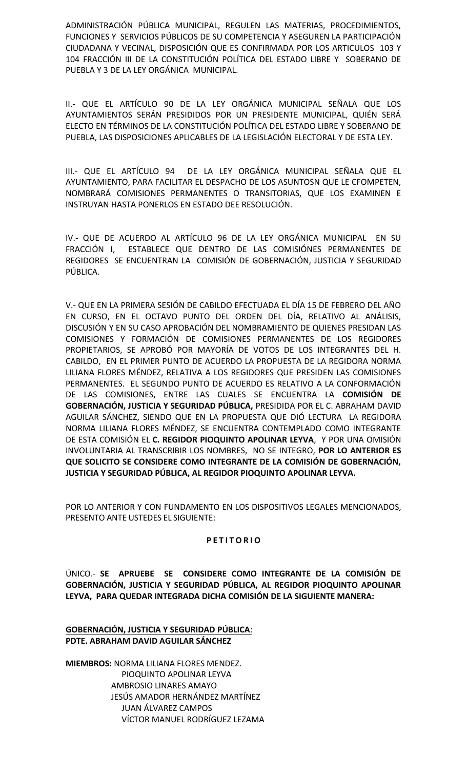ADMINISTRACIÓN PÚBLICA MUNICIPAL, REGULEN LAS MATERIAS, PROCEDIMIENTOS, FUNCIONES Y SERVICIOS PÚBLICOS DE SU COMPETENCIA Y ASEGUREN LA PARTICIPACIÓN CIUDADANA Y VECINAL, DISPOSICIÓN QUE ES CONFIRMADA POR LOS ARTICULOS 103 Y 104 FRACCIÓN III DE LA CONSTITUCIÓN POLÍTICA DEL ESTADO LIBRE Y SOBERANO DE PUEBLA Y 3 DE LA LEY ORGÁNICA MUNICIPAL.

II.- QUE EL ARTÍCULO 90 DE LA LEY ORGÁNICA MUNICIPAL SEÑALA QUE LOS AYUNTAMIENTOS SERÁN PRESIDIDOS POR UN PRESIDENTE MUNICIPAL, QUIÉN SERÁ ELECTO EN TÉRMINOS DE LA CONSTITUCIÓN POLÍTICA DEL ESTADO LIBRE Y SOBERANO DE PUEBLA, LAS DISPOSICIONES APLICABLES DE LA LEGISLACIÓN ELECTORAL Y DE ESTA LEY.

III.- QUE EL ARTÍCULO 94 DE LA LEY ORGÁNICA MUNICIPAL SEÑALA QUE EL AYUNTAMIENTO, PARA FACILITAR EL DESPACHO DE LOS ASUNTOSN QUE LE CFOMPETEN, NOMBRARÁ COMISIONES PERMANENTES O TRANSITORIAS, QUE LOS EXAMINEN E INSTRUYAN HASTA PONERLOS EN ESTADO DEE RESOLUCIÓN.

IV.- QUE DE ACUERDO AL ARTÍCULO 96 DE LA LEY ORGÁNICA MUNICIPAL EN SU FRACCIÓN I, ESTABLECE QUE DENTRO DE LAS COMISIÓNES PERMANENTES DE REGIDORES SE ENCUENTRAN LA COMISIÓN DE GOBERNACIÓN, JUSTICIA Y SEGURIDAD PÚBLICA.

V.- QUE EN LA PRIMERA SESIÓN DE CABILDO EFECTUADA EL DÍA 15 DE FEBRERO DEL AÑO EN CURSO, EN EL OCTAVO PUNTO DEL ORDEN DEL DÍA, RELATIVO AL ANÁLISIS, DISCUSIÓN Y EN SU CASO APROBACIÓN DEL NOMBRAMIENTO DE QUIENES PRESIDAN LAS COMISIONES Y FORMACIÓN DE COMISIONES PERMANENTES DE LOS REGIDORES PROPIETARIOS, SE APROBÓ POR MAYORÍA DE VOTOS DE LOS INTEGRANTES DEL H. CABILDO, EN EL PRIMER PUNTO DE ACUERDO LA PROPUESTA DE LA REGIDORA NORMA LILIANA FLORES MÉNDEZ, RELATIVA A LOS REGIDORES QUE PRESIDEN LAS COMISIONES PERMANENTES. EL SEGUNDO PUNTO DE ACUERDO ES RELATIVO A LA CONFORMACIÓN DE LAS COMISIONES, ENTRE LAS CUALES SE ENCUENTRA LA **COMISIÓN DE GOBERNACIÓN, JUSTICIA Y SEGURIDAD PÚBLICA,** PRESIDIDA POR EL C. ABRAHAM DAVID AGUILAR SÁNCHEZ, SIENDO QUE EN LA PROPUESTA QUE DIÓ LECTURA LA REGIDORA NORMA LILIANA FLORES MÉNDEZ, SE ENCUENTRA CONTEMPLADO COMO INTEGRANTE DE ESTA COMISIÓN EL **C. REGIDOR PIOQUINTO APOLINAR LEYVA**, Y POR UNA OMISIÓN INVOLUNTARIA AL TRANSCRIBIR LOS NOMBRES, NO SE INTEGRO, **POR LO ANTERIOR ES QUE SOLICITO SE CONSIDERE COMO INTEGRANTE DE LA COMISIÓN DE GOBERNACIÓN, JUSTICIA Y SEGURIDAD PÚBLICA, AL REGIDOR PIOQUINTO APOLINAR LEYVA.**

POR LO ANTERIOR Y CON FUNDAMENTO EN LOS DISPOSITIVOS LEGALES MENCIONADOS, PRESENTO ANTE USTEDES EL SIGUIENTE:

**P E T I T O R I O**

ÚNICO.- **SE APRUEBE SE CONSIDERE COMO INTEGRANTE DE LA COMISIÓN DE GOBERNACIÓN, JUSTICIA Y SEGURIDAD PÚBLICA, AL REGIDOR PIOQUINTO APOLINAR LEYVA, PARA QUEDAR INTEGRADA DICHA COMISIÓN DE LA SIGUIENTE MANERA:**

**GOBERNACIÓN, JUSTICIA Y SEGURIDAD PÚBLICA**:
**PDTE. ABRAHAM DAVID AGUILAR SÁNCHEZ**

**MIEMBROS:** NORMA LILIANA FLORES MENDEZ.
PIOQUINTO APOLINAR LEYVA
AMBROSIO LINARES AMAYO
JESÚS AMADOR HERNÁNDEZ MARTÍNEZ
JUAN ÁLVAREZ CAMPOS
VÍCTOR MANUEL RODRÍGUEZ LEZAMA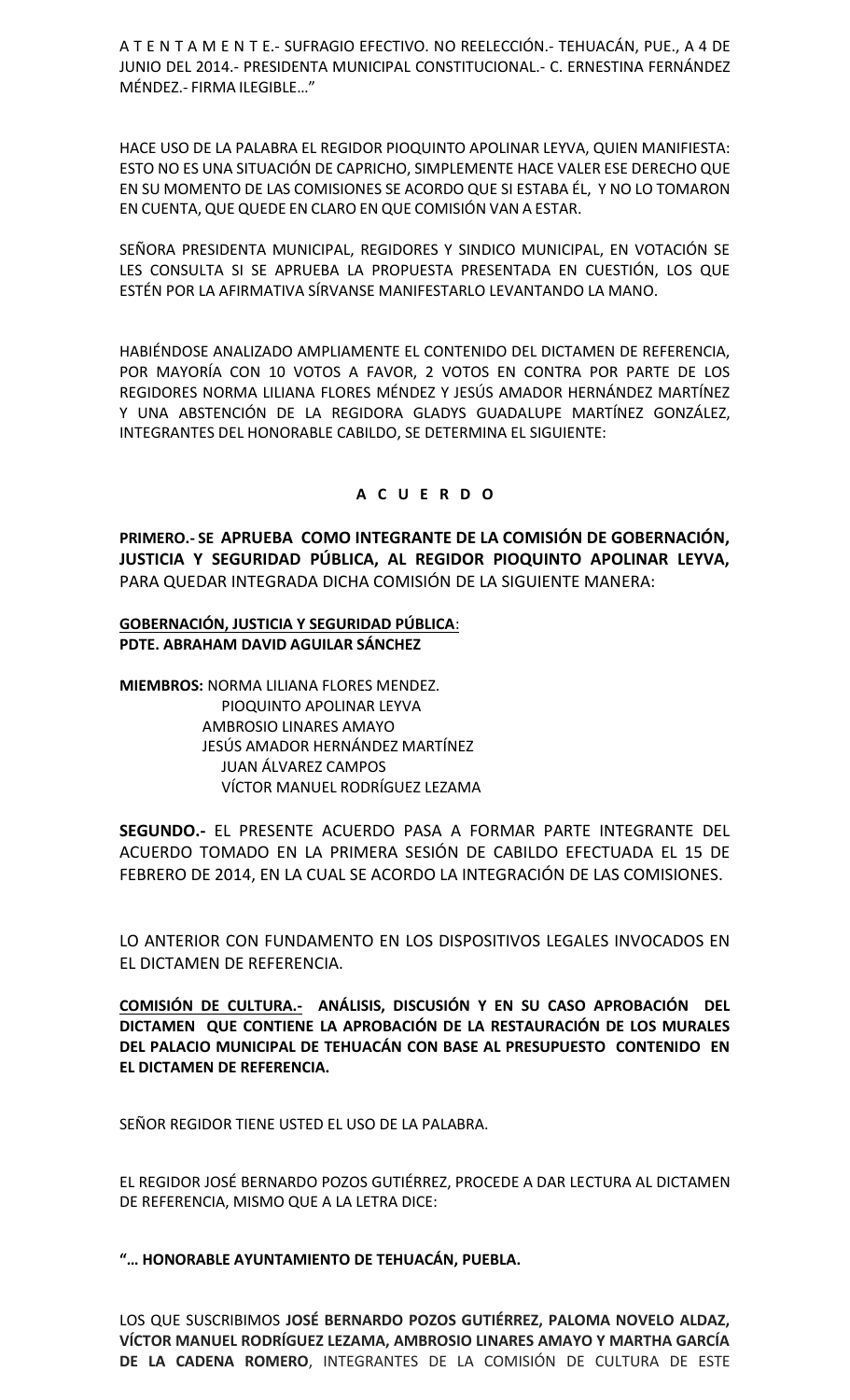A T E N T A M E N T E.- SUFRAGIO EFECTIVO. NO REELECCIÓN.- TEHUACÁN, PUE., A 4 DE JUNIO DEL 2014.- PRESIDENTA MUNICIPAL CONSTITUCIONAL.- C. ERNESTINA FERNÁNDEZ MÉNDEZ.- FIRMA ILEGIBLE…"

HACE USO DE LA PALABRA EL REGIDOR PIOQUINTO APOLINAR LEYVA, QUIEN MANIFIESTA: ESTO NO ES UNA SITUACIÓN DE CAPRICHO, SIMPLEMENTE HACE VALER ESE DERECHO QUE EN SU MOMENTO DE LAS COMISIONES SE ACORDO QUE SI ESTABA ÉL, Y NO LO TOMARON EN CUENTA, QUE QUEDE EN CLARO EN QUE COMISIÓN VAN A ESTAR.

SEÑORA PRESIDENTA MUNICIPAL, REGIDORES Y SINDICO MUNICIPAL, EN VOTACIÓN SE LES CONSULTA SI SE APRUEBA LA PROPUESTA PRESENTADA EN CUESTIÓN, LOS QUE ESTÉN POR LA AFIRMATIVA SÍRVANSE MANIFESTARLO LEVANTANDO LA MANO.

HABIÉNDOSE ANALIZADO AMPLIAMENTE EL CONTENIDO DEL DICTAMEN DE REFERENCIA, POR MAYORÍA CON 10 VOTOS A FAVOR, 2 VOTOS EN CONTRA POR PARTE DE LOS REGIDORES NORMA LILIANA FLORES MÉNDEZ Y JESÚS AMADOR HERNÁNDEZ MARTÍNEZ Y UNA ABSTENCIÓN DE LA REGIDORA GLADYS GUADALUPE MARTÍNEZ GONZÁLEZ, INTEGRANTES DEL HONORABLE CABILDO, SE DETERMINA EL SIGUIENTE:

**A C U E R D O**

**PRIMERO.- SE APRUEBA COMO INTEGRANTE DE LA COMISIÓN DE GOBERNACIÓN, JUSTICIA Y SEGURIDAD PÚBLICA, AL REGIDOR PIOQUINTO APOLINAR LEYVA,** PARA QUEDAR INTEGRADA DICHA COMISIÓN DE LA SIGUIENTE MANERA:

**GOBERNACIÓN, JUSTICIA Y SEGURIDAD PÚBLICA**:
**PDTE. ABRAHAM DAVID AGUILAR SÁNCHEZ**

**MIEMBROS:** NORMA LILIANA FLORES MENDEZ.
PIOQUINTO APOLINAR LEYVA
AMBROSIO LINARES AMAYO
JESÚS AMADOR HERNÁNDEZ MARTÍNEZ
JUAN ÁLVAREZ CAMPOS
VÍCTOR MANUEL RODRÍGUEZ LEZAMA

**SEGUNDO.-** EL PRESENTE ACUERDO PASA A FORMAR PARTE INTEGRANTE DEL ACUERDO TOMADO EN LA PRIMERA SESIÓN DE CABILDO EFECTUADA EL 15 DE FEBRERO DE 2014, EN LA CUAL SE ACORDO LA INTEGRACIÓN DE LAS COMISIONES.

LO ANTERIOR CON FUNDAMENTO EN LOS DISPOSITIVOS LEGALES INVOCADOS EN EL DICTAMEN DE REFERENCIA.

**COMISIÓN DE CULTURA.- ANÁLISIS, DISCUSIÓN Y EN SU CASO APROBACIÓN DEL DICTAMEN QUE CONTIENE LA APROBACIÓN DE LA RESTAURACIÓN DE LOS MURALES DEL PALACIO MUNICIPAL DE TEHUACÁN CON BASE AL PRESUPUESTO CONTENIDO EN EL DICTAMEN DE REFERENCIA.**

SEÑOR REGIDOR TIENE USTED EL USO DE LA PALABRA.

EL REGIDOR JOSÉ BERNARDO POZOS GUTIÉRREZ, PROCEDE A DAR LECTURA AL DICTAMEN DE REFERENCIA, MISMO QUE A LA LETRA DICE:

**"… HONORABLE AYUNTAMIENTO DE TEHUACÁN, PUEBLA.**

LOS QUE SUSCRIBIMOS **JOSÉ BERNARDO POZOS GUTIÉRREZ, PALOMA NOVELO ALDAZ, VÍCTOR MANUEL RODRÍGUEZ LEZAMA, AMBROSIO LINARES AMAYO Y MARTHA GARCÍA DE LA CADENA ROMERO**, INTEGRANTES DE LA COMISIÓN DE CULTURA DE ESTE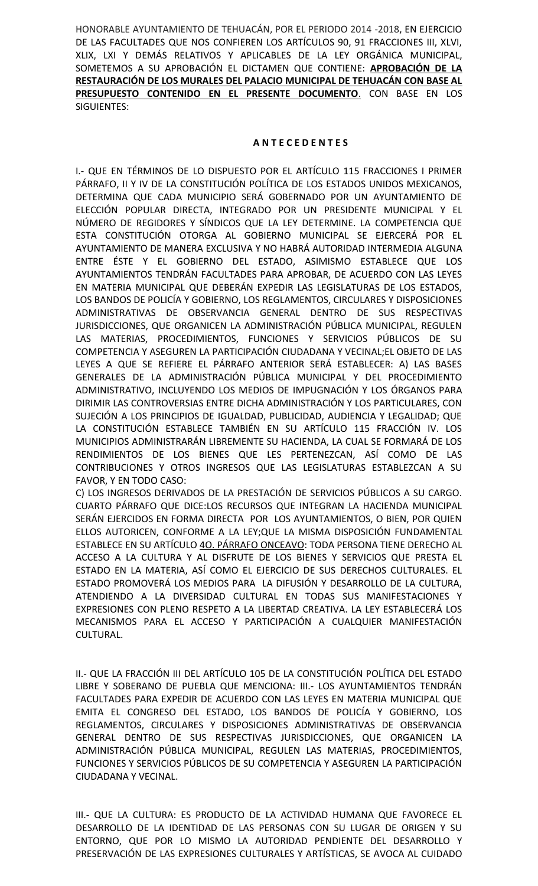HONORABLE AYUNTAMIENTO DE TEHUACÁN, POR EL PERIODO 2014 -2018, EN EJERCICIO DE LAS FACULTADES QUE NOS CONFIEREN LOS ARTÍCULOS 90, 91 FRACCIONES III, XLVI, XLIX, LXI Y DEMÁS RELATIVOS Y APLICABLES DE LA LEY ORGÁNICA MUNICIPAL, SOMETEMOS A SU APROBACIÓN EL DICTAMEN QUE CONTIENE: **APROBACIÓN DE LA RESTAURACIÓN DE LOS MURALES DEL PALACIO MUNICIPAL DE TEHUACÁN CON BASE AL PRESUPUESTO CONTENIDO EN EL PRESENTE DOCUMENTO**. CON BASE EN LOS SIGUIENTES:

**A N T E C E D E N T E S**

I.- QUE EN TÉRMINOS DE LO DISPUESTO POR EL ARTÍCULO 115 FRACCIONES I PRIMER PÁRRAFO, II Y IV DE LA CONSTITUCIÓN POLÍTICA DE LOS ESTADOS UNIDOS MEXICANOS, DETERMINA QUE CADA MUNICIPIO SERÁ GOBERNADO POR UN AYUNTAMIENTO DE ELECCIÓN POPULAR DIRECTA, INTEGRADO POR UN PRESIDENTE MUNICIPAL Y EL NÚMERO DE REGIDORES Y SÍNDICOS QUE LA LEY DETERMINE. LA COMPETENCIA QUE ESTA CONSTITUCIÓN OTORGA AL GOBIERNO MUNICIPAL SE EJERCERÁ POR EL AYUNTAMIENTO DE MANERA EXCLUSIVA Y NO HABRÁ AUTORIDAD INTERMEDIA ALGUNA ENTRE ÉSTE Y EL GOBIERNO DEL ESTADO, ASIMISMO ESTABLECE QUE LOS AYUNTAMIENTOS TENDRÁN FACULTADES PARA APROBAR, DE ACUERDO CON LAS LEYES EN MATERIA MUNICIPAL QUE DEBERÁN EXPEDIR LAS LEGISLATURAS DE LOS ESTADOS, LOS BANDOS DE POLICÍA Y GOBIERNO, LOS REGLAMENTOS, CIRCULARES Y DISPOSICIONES ADMINISTRATIVAS DE OBSERVANCIA GENERAL DENTRO DE SUS RESPECTIVAS JURISDICCIONES, QUE ORGANICEN LA ADMINISTRACIÓN PÚBLICA MUNICIPAL, REGULEN LAS MATERIAS, PROCEDIMIENTOS, FUNCIONES Y SERVICIOS PÚBLICOS DE SU COMPETENCIA Y ASEGUREN LA PARTICIPACIÓN CIUDADANA Y VECINAL;EL OBJETO DE LAS LEYES A QUE SE REFIERE EL PÁRRAFO ANTERIOR SERÁ ESTABLECER: A) LAS BASES GENERALES DE LA ADMINISTRACIÓN PÚBLICA MUNICIPAL Y DEL PROCEDIMIENTO ADMINISTRATIVO, INCLUYENDO LOS MEDIOS DE IMPUGNACIÓN Y LOS ÓRGANOS PARA DIRIMIR LAS CONTROVERSIAS ENTRE DICHA ADMINISTRACIÓN Y LOS PARTICULARES, CON SUJECIÓN A LOS PRINCIPIOS DE IGUALDAD, PUBLICIDAD, AUDIENCIA Y LEGALIDAD; QUE LA CONSTITUCIÓN ESTABLECE TAMBIÉN EN SU ARTÍCULO 115 FRACCIÓN IV. LOS MUNICIPIOS ADMINISTRARÁN LIBREMENTE SU HACIENDA, LA CUAL SE FORMARÁ DE LOS RENDIMIENTOS DE LOS BIENES QUE LES PERTENEZCAN, ASÍ COMO DE LAS CONTRIBUCIONES Y OTROS INGRESOS QUE LAS LEGISLATURAS ESTABLEZCAN A SU FAVOR, Y EN TODO CASO:

C) LOS INGRESOS DERIVADOS DE LA PRESTACIÓN DE SERVICIOS PÚBLICOS A SU CARGO. CUARTO PÁRRAFO QUE DICE:LOS RECURSOS QUE INTEGRAN LA HACIENDA MUNICIPAL SERÁN EJERCIDOS EN FORMA DIRECTA POR LOS AYUNTAMIENTOS, O BIEN, POR QUIEN ELLOS AUTORICEN, CONFORME A LA LEY;QUE LA MISMA DISPOSICIÓN FUNDAMENTAL ESTABLECE EN SU ARTÍCULO <u>4O. PÁRRAFO ONCEAVO</u>: TODA PERSONA TIENE DERECHO AL ACCESO A LA CULTURA Y AL DISFRUTE DE LOS BIENES Y SERVICIOS QUE PRESTA EL ESTADO EN LA MATERIA, ASÍ COMO EL EJERCICIO DE SUS DERECHOS CULTURALES. EL ESTADO PROMOVERÁ LOS MEDIOS PARA LA DIFUSIÓN Y DESARROLLO DE LA CULTURA, ATENDIENDO A LA DIVERSIDAD CULTURAL EN TODAS SUS MANIFESTACIONES Y EXPRESIONES CON PLENO RESPETO A LA LIBERTAD CREATIVA. LA LEY ESTABLECERÁ LOS MECANISMOS PARA EL ACCESO Y PARTICIPACIÓN A CUALQUIER MANIFESTACIÓN CULTURAL.

II.- QUE LA FRACCIÓN III DEL ARTÍCULO 105 DE LA CONSTITUCIÓN POLÍTICA DEL ESTADO LIBRE Y SOBERANO DE PUEBLA QUE MENCIONA: III.- LOS AYUNTAMIENTOS TENDRÁN FACULTADES PARA EXPEDIR DE ACUERDO CON LAS LEYES EN MATERIA MUNICIPAL QUE EMITA EL CONGRESO DEL ESTADO, LOS BANDOS DE POLICÍA Y GOBIERNO, LOS REGLAMENTOS, CIRCULARES Y DISPOSICIONES ADMINISTRATIVAS DE OBSERVANCIA GENERAL DENTRO DE SUS RESPECTIVAS JURISDICCIONES, QUE ORGANICEN LA ADMINISTRACIÓN PÚBLICA MUNICIPAL, REGULEN LAS MATERIAS, PROCEDIMIENTOS, FUNCIONES Y SERVICIOS PÚBLICOS DE SU COMPETENCIA Y ASEGUREN LA PARTICIPACIÓN CIUDADANA Y VECINAL.

III.- QUE LA CULTURA: ES PRODUCTO DE LA ACTIVIDAD HUMANA QUE FAVORECE EL DESARROLLO DE LA IDENTIDAD DE LAS PERSONAS CON SU LUGAR DE ORIGEN Y SU ENTORNO, QUE POR LO MISMO LA AUTORIDAD PENDIENTE DEL DESARROLLO Y PRESERVACIÓN DE LAS EXPRESIONES CULTURALES Y ARTÍSTICAS, SE AVOCA AL CUIDADO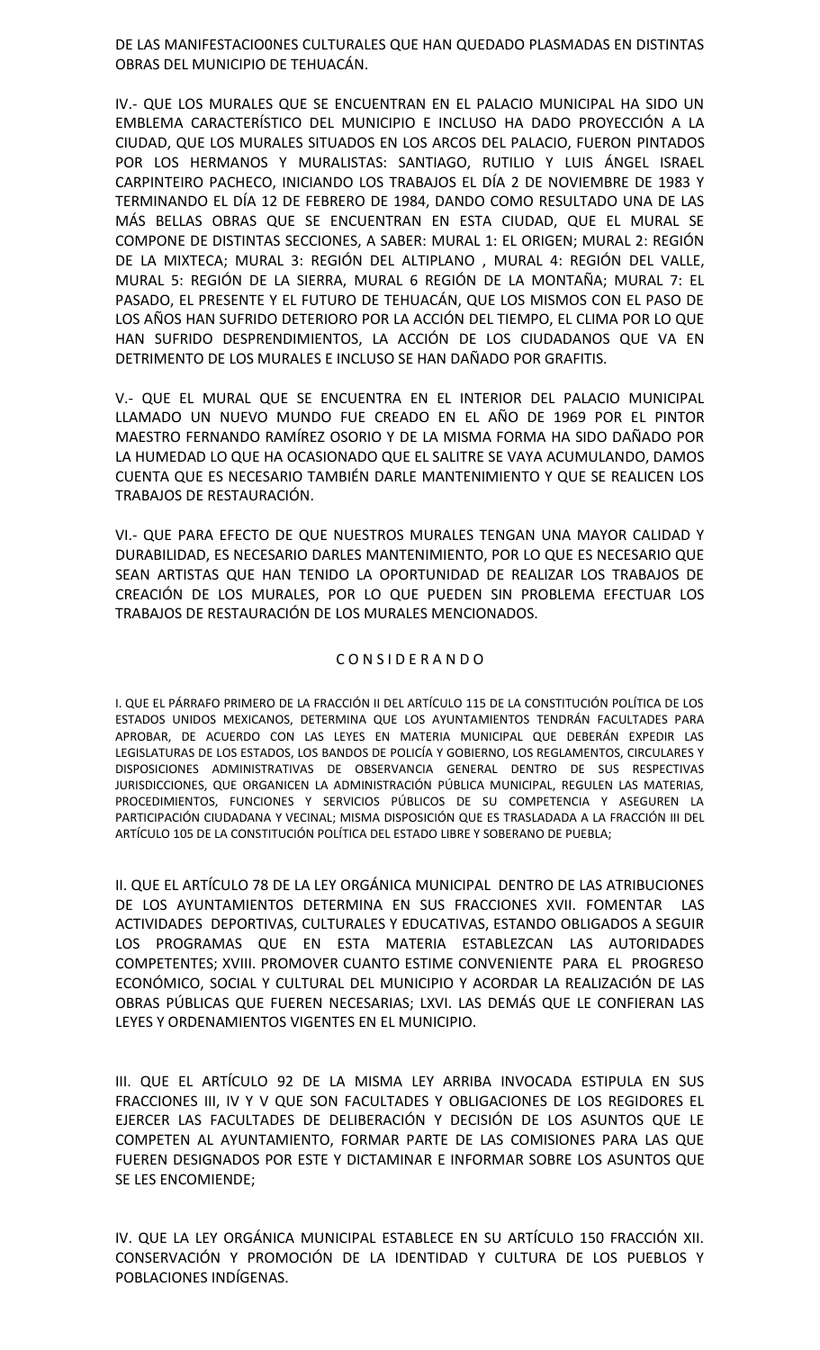DE LAS MANIFESTACIO0NES CULTURALES QUE HAN QUEDADO PLASMADAS EN DISTINTAS OBRAS DEL MUNICIPIO DE TEHUACÁN.

IV.- QUE LOS MURALES QUE SE ENCUENTRAN EN EL PALACIO MUNICIPAL HA SIDO UN EMBLEMA CARACTERÍSTICO DEL MUNICIPIO E INCLUSO HA DADO PROYECCIÓN A LA CIUDAD, QUE LOS MURALES SITUADOS EN LOS ARCOS DEL PALACIO, FUERON PINTADOS POR LOS HERMANOS Y MURALISTAS: SANTIAGO, RUTILIO Y LUIS ÁNGEL ISRAEL CARPINTEIRO PACHECO, INICIANDO LOS TRABAJOS EL DÍA 2 DE NOVIEMBRE DE 1983 Y TERMINANDO EL DÍA 12 DE FEBRERO DE 1984, DANDO COMO RESULTADO UNA DE LAS MÁS BELLAS OBRAS QUE SE ENCUENTRAN EN ESTA CIUDAD, QUE EL MURAL SE COMPONE DE DISTINTAS SECCIONES, A SABER: MURAL 1: EL ORIGEN; MURAL 2: REGIÓN DE LA MIXTECA; MURAL 3: REGIÓN DEL ALTIPLANO , MURAL 4: REGIÓN DEL VALLE, MURAL 5: REGIÓN DE LA SIERRA, MURAL 6 REGIÓN DE LA MONTAÑA; MURAL 7: EL PASADO, EL PRESENTE Y EL FUTURO DE TEHUACÁN, QUE LOS MISMOS CON EL PASO DE LOS AÑOS HAN SUFRIDO DETERIORO POR LA ACCIÓN DEL TIEMPO, EL CLIMA POR LO QUE HAN SUFRIDO DESPRENDIMIENTOS, LA ACCIÓN DE LOS CIUDADANOS QUE VA EN DETRIMENTO DE LOS MURALES E INCLUSO SE HAN DAÑADO POR GRAFITIS.

V.- QUE EL MURAL QUE SE ENCUENTRA EN EL INTERIOR DEL PALACIO MUNICIPAL LLAMADO UN NUEVO MUNDO FUE CREADO EN EL AÑO DE 1969 POR EL PINTOR MAESTRO FERNANDO RAMÍREZ OSORIO Y DE LA MISMA FORMA HA SIDO DAÑADO POR LA HUMEDAD LO QUE HA OCASIONADO QUE EL SALITRE SE VAYA ACUMULANDO, DAMOS CUENTA QUE ES NECESARIO TAMBIÉN DARLE MANTENIMIENTO Y QUE SE REALICEN LOS TRABAJOS DE RESTAURACIÓN.

VI.- QUE PARA EFECTO DE QUE NUESTROS MURALES TENGAN UNA MAYOR CALIDAD Y DURABILIDAD, ES NECESARIO DARLES MANTENIMIENTO, POR LO QUE ES NECESARIO QUE SEAN ARTISTAS QUE HAN TENIDO LA OPORTUNIDAD DE REALIZAR LOS TRABAJOS DE CREACIÓN DE LOS MURALES, POR LO QUE PUEDEN SIN PROBLEMA EFECTUAR LOS TRABAJOS DE RESTAURACIÓN DE LOS MURALES MENCIONADOS.

C O N S I D E R A N D O

I. QUE EL PÁRRAFO PRIMERO DE LA FRACCIÓN II DEL ARTÍCULO 115 DE LA CONSTITUCIÓN POLÍTICA DE LOS ESTADOS UNIDOS MEXICANOS, DETERMINA QUE LOS AYUNTAMIENTOS TENDRÁN FACULTADES PARA APROBAR, DE ACUERDO CON LAS LEYES EN MATERIA MUNICIPAL QUE DEBERÁN EXPEDIR LAS LEGISLATURAS DE LOS ESTADOS, LOS BANDOS DE POLICÍA Y GOBIERNO, LOS REGLAMENTOS, CIRCULARES Y DISPOSICIONES ADMINISTRATIVAS DE OBSERVANCIA GENERAL DENTRO DE SUS RESPECTIVAS JURISDICCIONES, QUE ORGANICEN LA ADMINISTRACIÓN PÚBLICA MUNICIPAL, REGULEN LAS MATERIAS, PROCEDIMIENTOS, FUNCIONES Y SERVICIOS PÚBLICOS DE SU COMPETENCIA Y ASEGUREN LA PARTICIPACIÓN CIUDADANA Y VECINAL; MISMA DISPOSICIÓN QUE ES TRASLADADA A LA FRACCIÓN III DEL ARTÍCULO 105 DE LA CONSTITUCIÓN POLÍTICA DEL ESTADO LIBRE Y SOBERANO DE PUEBLA;

II. QUE EL ARTÍCULO 78 DE LA LEY ORGÁNICA MUNICIPAL DENTRO DE LAS ATRIBUCIONES DE LOS AYUNTAMIENTOS DETERMINA EN SUS FRACCIONES XVII. FOMENTAR LAS ACTIVIDADES DEPORTIVAS, CULTURALES Y EDUCATIVAS, ESTANDO OBLIGADOS A SEGUIR LOS PROGRAMAS QUE EN ESTA MATERIA ESTABLEZCAN LAS AUTORIDADES COMPETENTES; XVIII. PROMOVER CUANTO ESTIME CONVENIENTE PARA EL PROGRESO ECONÓMICO, SOCIAL Y CULTURAL DEL MUNICIPIO Y ACORDAR LA REALIZACIÓN DE LAS OBRAS PÚBLICAS QUE FUEREN NECESARIAS; LXVI. LAS DEMÁS QUE LE CONFIERAN LAS LEYES Y ORDENAMIENTOS VIGENTES EN EL MUNICIPIO.

III. QUE EL ARTÍCULO 92 DE LA MISMA LEY ARRIBA INVOCADA ESTIPULA EN SUS FRACCIONES III, IV Y V QUE SON FACULTADES Y OBLIGACIONES DE LOS REGIDORES EL EJERCER LAS FACULTADES DE DELIBERACIÓN Y DECISIÓN DE LOS ASUNTOS QUE LE COMPETEN AL AYUNTAMIENTO, FORMAR PARTE DE LAS COMISIONES PARA LAS QUE FUEREN DESIGNADOS POR ESTE Y DICTAMINAR E INFORMAR SOBRE LOS ASUNTOS QUE SE LES ENCOMIENDE;

IV. QUE LA LEY ORGÁNICA MUNICIPAL ESTABLECE EN SU ARTÍCULO 150 FRACCIÓN XII. CONSERVACIÓN Y PROMOCIÓN DE LA IDENTIDAD Y CULTURA DE LOS PUEBLOS Y POBLACIONES INDÍGENAS.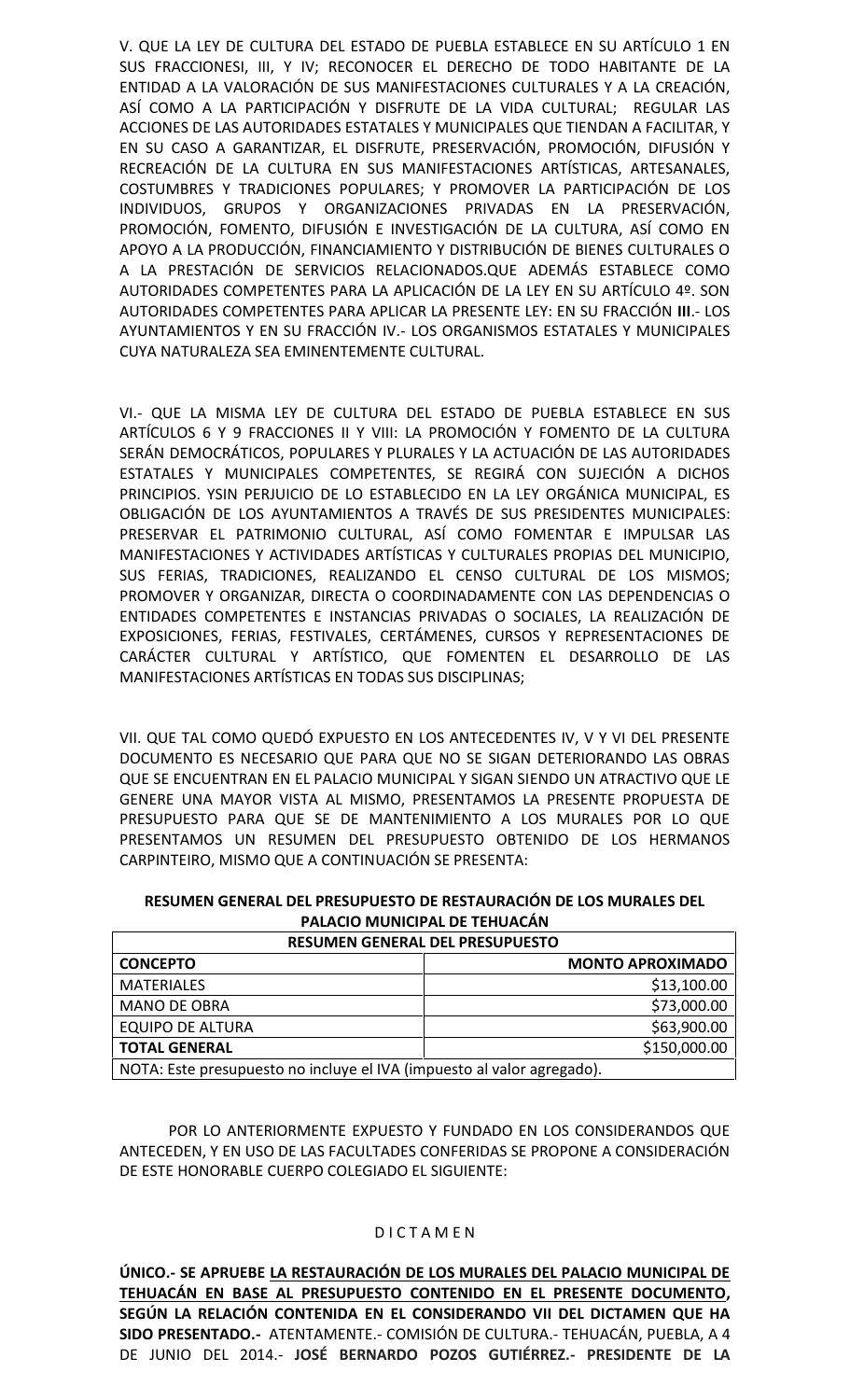V. QUE LA LEY DE CULTURA DEL ESTADO DE PUEBLA ESTABLECE EN SU ARTÍCULO 1 EN SUS FRACCIONESI, III, Y IV; RECONOCER EL DERECHO DE TODO HABITANTE DE LA ENTIDAD A LA VALORACIÓN DE SUS MANIFESTACIONES CULTURALES Y A LA CREACIÓN, ASÍ COMO A LA PARTICIPACIÓN Y DISFRUTE DE LA VIDA CULTURAL; REGULAR LAS ACCIONES DE LAS AUTORIDADES ESTATALES Y MUNICIPALES QUE TIENDAN A FACILITAR, Y EN SU CASO A GARANTIZAR, EL DISFRUTE, PRESERVACIÓN, PROMOCIÓN, DIFUSIÓN Y RECREACIÓN DE LA CULTURA EN SUS MANIFESTACIONES ARTÍSTICAS, ARTESANALES, COSTUMBRES Y TRADICIONES POPULARES; Y PROMOVER LA PARTICIPACIÓN DE LOS INDIVIDUOS, GRUPOS Y ORGANIZACIONES PRIVADAS EN LA PRESERVACIÓN, PROMOCIÓN, FOMENTO, DIFUSIÓN E INVESTIGACIÓN DE LA CULTURA, ASÍ COMO EN APOYO A LA PRODUCCIÓN, FINANCIAMIENTO Y DISTRIBUCIÓN DE BIENES CULTURALES O A LA PRESTACIÓN DE SERVICIOS RELACIONADOS.QUE ADEMÁS ESTABLECE COMO AUTORIDADES COMPETENTES PARA LA APLICACIÓN DE LA LEY EN SU ARTÍCULO 4º. SON AUTORIDADES COMPETENTES PARA APLICAR LA PRESENTE LEY: EN SU FRACCIÓN **III**.- LOS AYUNTAMIENTOS Y EN SU FRACCIÓN IV.- LOS ORGANISMOS ESTATALES Y MUNICIPALES CUYA NATURALEZA SEA EMINENTEMENTE CULTURAL.

VI.- QUE LA MISMA LEY DE CULTURA DEL ESTADO DE PUEBLA ESTABLECE EN SUS ARTÍCULOS 6 Y 9 FRACCIONES II Y VIII: LA PROMOCIÓN Y FOMENTO DE LA CULTURA SERÁN DEMOCRÁTICOS, POPULARES Y PLURALES Y LA ACTUACIÓN DE LAS AUTORIDADES ESTATALES Y MUNICIPALES COMPETENTES, SE REGIRÁ CON SUJECIÓN A DICHOS PRINCIPIOS. YSIN PERJUICIO DE LO ESTABLECIDO EN LA LEY ORGÁNICA MUNICIPAL, ES OBLIGACIÓN DE LOS AYUNTAMIENTOS A TRAVÉS DE SUS PRESIDENTES MUNICIPALES: PRESERVAR EL PATRIMONIO CULTURAL, ASÍ COMO FOMENTAR E IMPULSAR LAS MANIFESTACIONES Y ACTIVIDADES ARTÍSTICAS Y CULTURALES PROPIAS DEL MUNICIPIO, SUS FERIAS, TRADICIONES, REALIZANDO EL CENSO CULTURAL DE LOS MISMOS; PROMOVER Y ORGANIZAR, DIRECTA O COORDINADAMENTE CON LAS DEPENDENCIAS O ENTIDADES COMPETENTES E INSTANCIAS PRIVADAS O SOCIALES, LA REALIZACIÓN DE EXPOSICIONES, FERIAS, FESTIVALES, CERTÁMENES, CURSOS Y REPRESENTACIONES DE CARÁCTER CULTURAL Y ARTÍSTICO, QUE FOMENTEN EL DESARROLLO DE LAS MANIFESTACIONES ARTÍSTICAS EN TODAS SUS DISCIPLINAS;

VII. QUE TAL COMO QUEDÓ EXPUESTO EN LOS ANTECEDENTES IV, V Y VI DEL PRESENTE DOCUMENTO ES NECESARIO QUE PARA QUE NO SE SIGAN DETERIORANDO LAS OBRAS QUE SE ENCUENTRAN EN EL PALACIO MUNICIPAL Y SIGAN SIENDO UN ATRACTIVO QUE LE GENERE UNA MAYOR VISTA AL MISMO, PRESENTAMOS LA PRESENTE PROPUESTA DE PRESUPUESTO PARA QUE SE DE MANTENIMIENTO A LOS MURALES POR LO QUE PRESENTAMOS UN RESUMEN DEL PRESUPUESTO OBTENIDO DE LOS HERMANOS CARPINTEIRO, MISMO QUE A CONTINUACIÓN SE PRESENTA:

**RESUMEN GENERAL DEL PRESUPUESTO DE RESTAURACIÓN DE LOS MURALES DEL PALACIO MUNICIPAL DE TEHUACÁN**

| RESUMEN GENERAL DEL PRESUPUESTO | |
|---|---|
| **CONCEPTO** | **MONTO APROXIMADO** |
| MATERIALES | $13,100.00 |
| MANO DE OBRA | $73,000.00 |
| EQUIPO DE ALTURA | $63,900.00 |
| **TOTAL GENERAL** | $150,000.00 |
| NOTA: Este presupuesto no incluye el IVA (impuesto al valor agregado). | |

POR LO ANTERIORMENTE EXPUESTO Y FUNDADO EN LOS CONSIDERANDOS QUE ANTECEDEN, Y EN USO DE LAS FACULTADES CONFERIDAS SE PROPONE A CONSIDERACIÓN DE ESTE HONORABLE CUERPO COLEGIADO EL SIGUIENTE:

D I C T A M E N

**ÚNICO.- SE APRUEBE <u>LA RESTAURACIÓN DE LOS MURALES DEL PALACIO MUNICIPAL DE TEHUACÁN EN BASE AL PRESUPUESTO CONTENIDO EN EL PRESENTE DOCUMENTO</u>, SEGÚN LA RELACIÓN CONTENIDA EN EL CONSIDERANDO VII DEL DICTAMEN QUE HA SIDO PRESENTADO.-** ATENTAMENTE.- COMISIÓN DE CULTURA.- TEHUACÁN, PUEBLA, A 4 DE JUNIO DEL 2014.- **JOSÉ BERNARDO POZOS GUTIÉRREZ.- PRESIDENTE DE LA**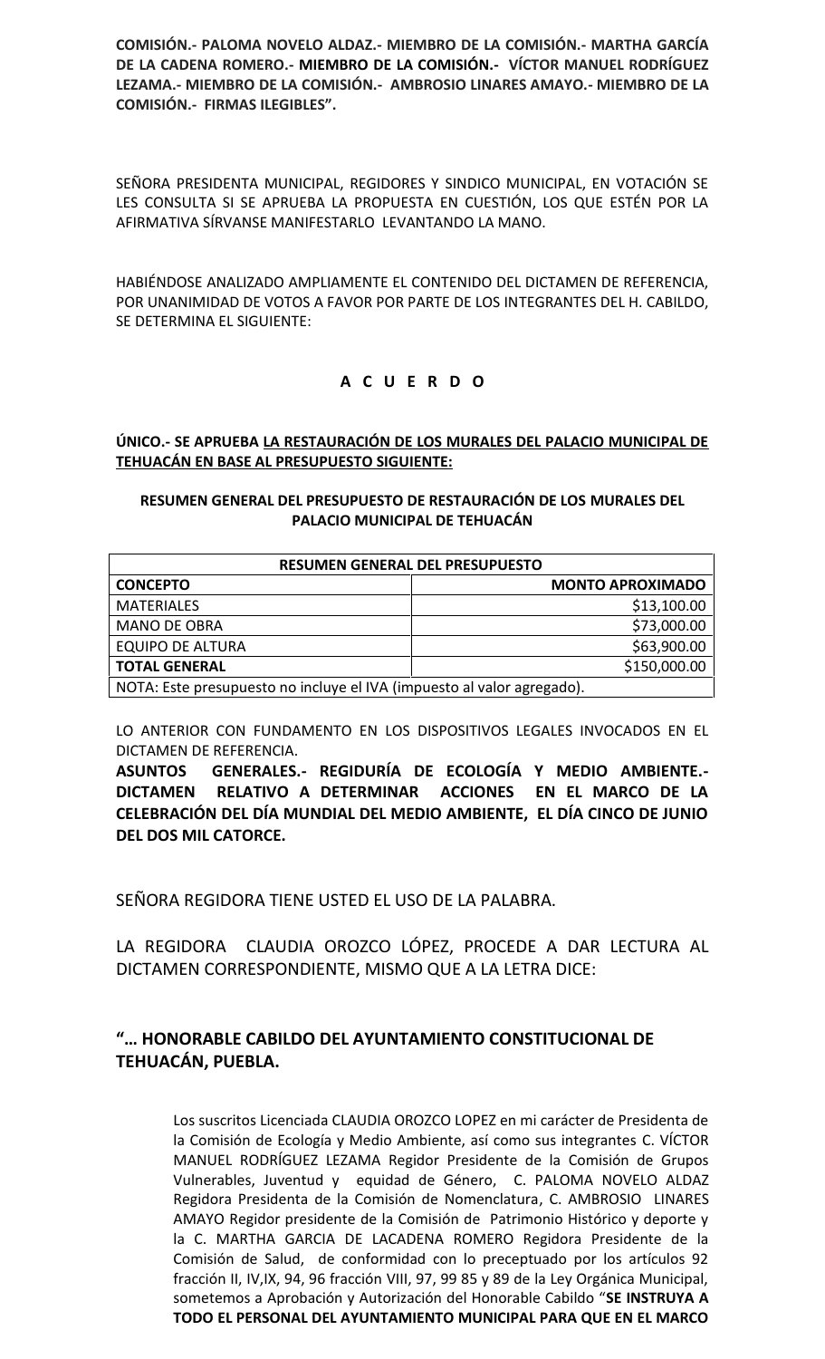**COMISIÓN.- PALOMA NOVELO ALDAZ.- MIEMBRO DE LA COMISIÓN.- MARTHA GARCÍA DE LA CADENA ROMERO.- MIEMBRO DE LA COMISIÓN.- VÍCTOR MANUEL RODRÍGUEZ LEZAMA.- MIEMBRO DE LA COMISIÓN.- AMBROSIO LINARES AMAYO.- MIEMBRO DE LA COMISIÓN.- FIRMAS ILEGIBLES".**

SEÑORA PRESIDENTA MUNICIPAL, REGIDORES Y SINDICO MUNICIPAL, EN VOTACIÓN SE LES CONSULTA SI SE APRUEBA LA PROPUESTA EN CUESTIÓN, LOS QUE ESTÉN POR LA AFIRMATIVA SÍRVANSE MANIFESTARLO LEVANTANDO LA MANO.

HABIÉNDOSE ANALIZADO AMPLIAMENTE EL CONTENIDO DEL DICTAMEN DE REFERENCIA, POR UNANIMIDAD DE VOTOS A FAVOR POR PARTE DE LOS INTEGRANTES DEL H. CABILDO, SE DETERMINA EL SIGUIENTE:

**A C U E R D O**

**ÚNICO.- SE APRUEBA LA RESTAURACIÓN DE LOS MURALES DEL PALACIO MUNICIPAL DE TEHUACÁN EN BASE AL PRESUPUESTO SIGUIENTE:**

**RESUMEN GENERAL DEL PRESUPUESTO DE RESTAURACIÓN DE LOS MURALES DEL PALACIO MUNICIPAL DE TEHUACÁN**

| **RESUMEN GENERAL DEL PRESUPUESTO** | |
|---|---|
| **CONCEPTO** | **MONTO APROXIMADO** |
| MATERIALES | $13,100.00 |
| MANO DE OBRA | $73,000.00 |
| EQUIPO DE ALTURA | $63,900.00 |
| **TOTAL GENERAL** | $150,000.00 |
| NOTA: Este presupuesto no incluye el IVA (impuesto al valor agregado). | |

LO ANTERIOR CON FUNDAMENTO EN LOS DISPOSITIVOS LEGALES INVOCADOS EN EL DICTAMEN DE REFERENCIA.

**ASUNTOS GENERALES.- REGIDURÍA DE ECOLOGÍA Y MEDIO AMBIENTE.- DICTAMEN RELATIVO A DETERMINAR ACCIONES EN EL MARCO DE LA CELEBRACIÓN DEL DÍA MUNDIAL DEL MEDIO AMBIENTE, EL DÍA CINCO DE JUNIO DEL DOS MIL CATORCE.**

SEÑORA REGIDORA TIENE USTED EL USO DE LA PALABRA.

LA REGIDORA CLAUDIA OROZCO LÓPEZ, PROCEDE A DAR LECTURA AL DICTAMEN CORRESPONDIENTE, MISMO QUE A LA LETRA DICE:

**"… HONORABLE CABILDO DEL AYUNTAMIENTO CONSTITUCIONAL DE TEHUACÁN, PUEBLA.**

Los suscritos Licenciada CLAUDIA OROZCO LOPEZ en mi carácter de Presidenta de la Comisión de Ecología y Medio Ambiente, así como sus integrantes C. VÍCTOR MANUEL RODRÍGUEZ LEZAMA Regidor Presidente de la Comisión de Grupos Vulnerables, Juventud y equidad de Género, C. PALOMA NOVELO ALDAZ Regidora Presidenta de la Comisión de Nomenclatura, C. AMBROSIO LINARES AMAYO Regidor presidente de la Comisión de Patrimonio Histórico y deporte y la C. MARTHA GARCIA DE LACADENA ROMERO Regidora Presidente de la Comisión de Salud, de conformidad con lo preceptuado por los artículos 92 fracción II, IV,IX, 94, 96 fracción VIII, 97, 99 85 y 89 de la Ley Orgánica Municipal, sometemos a Aprobación y Autorización del Honorable Cabildo "**SE INSTRUYA A TODO EL PERSONAL DEL AYUNTAMIENTO MUNICIPAL PARA QUE EN EL MARCO**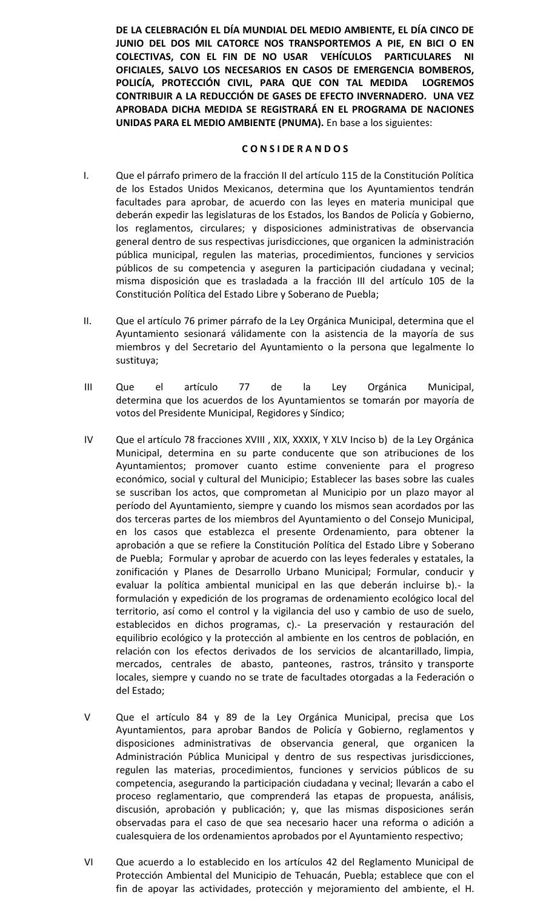**DE LA CELEBRACIÓN EL DÍA MUNDIAL DEL MEDIO AMBIENTE, EL DÍA CINCO DE JUNIO DEL DOS MIL CATORCE NOS TRANSPORTEMOS A PIE, EN BICI O EN COLECTIVAS, CON EL FIN DE NO USAR VEHÍCULOS PARTICULARES NI OFICIALES, SALVO LOS NECESARIOS EN CASOS DE EMERGENCIA BOMBEROS, POLICÍA, PROTECCIÓN CIVIL, PARA QUE CON TAL MEDIDA LOGREMOS CONTRIBUIR A LA REDUCCIÓN DE GASES DE EFECTO INVERNADERO. UNA VEZ APROBADA DICHA MEDIDA SE REGISTRARÁ EN EL PROGRAMA DE NACIONES UNIDAS PARA EL MEDIO AMBIENTE (PNUMA).** En base a los siguientes:

**C O N S I DE R A N D O S**

I. Que el párrafo primero de la fracción II del artículo 115 de la Constitución Política de los Estados Unidos Mexicanos, determina que los Ayuntamientos tendrán facultades para aprobar, de acuerdo con las leyes en materia municipal que deberán expedir las legislaturas de los Estados, los Bandos de Policía y Gobierno, los reglamentos, circulares; y disposiciones administrativas de observancia general dentro de sus respectivas jurisdicciones, que organicen la administración pública municipal, regulen las materias, procedimientos, funciones y servicios públicos de su competencia y aseguren la participación ciudadana y vecinal; misma disposición que es trasladada a la fracción III del artículo 105 de la Constitución Política del Estado Libre y Soberano de Puebla;

II. Que el artículo 76 primer párrafo de la Ley Orgánica Municipal, determina que el Ayuntamiento sesionará válidamente con la asistencia de la mayoría de sus miembros y del Secretario del Ayuntamiento o la persona que legalmente lo sustituya;

III Que el artículo 77 de la Ley Orgánica Municipal, determina que los acuerdos de los Ayuntamientos se tomarán por mayoría de votos del Presidente Municipal, Regidores y Síndico;

IV Que el artículo 78 fracciones XVIII , XIX, XXXIX, Y XLV Inciso b) de la Ley Orgánica Municipal, determina en su parte conducente que son atribuciones de los Ayuntamientos; promover cuanto estime conveniente para el progreso económico, social y cultural del Municipio; Establecer las bases sobre las cuales se suscriban los actos, que comprometan al Municipio por un plazo mayor al período del Ayuntamiento, siempre y cuando los mismos sean acordados por las dos terceras partes de los miembros del Ayuntamiento o del Consejo Municipal, en los casos que establezca el presente Ordenamiento, para obtener la aprobación a que se refiere la Constitución Política del Estado Libre y Soberano de Puebla; Formular y aprobar de acuerdo con las leyes federales y estatales, la zonificación y Planes de Desarrollo Urbano Municipal; Formular, conducir y evaluar la política ambiental municipal en las que deberán incluirse b).- la formulación y expedición de los programas de ordenamiento ecológico local del territorio, así como el control y la vigilancia del uso y cambio de uso de suelo, establecidos en dichos programas, c).- La preservación y restauración del equilibrio ecológico y la protección al ambiente en los centros de población, en relación con los efectos derivados de los servicios de alcantarillado, limpia, mercados, centrales de abasto, panteones, rastros, tránsito y transporte locales, siempre y cuando no se trate de facultades otorgadas a la Federación o del Estado;

V Que el artículo 84 y 89 de la Ley Orgánica Municipal, precisa que Los Ayuntamientos, para aprobar Bandos de Policía y Gobierno, reglamentos y disposiciones administrativas de observancia general, que organicen la Administración Pública Municipal y dentro de sus respectivas jurisdicciones, regulen las materias, procedimientos, funciones y servicios públicos de su competencia, asegurando la participación ciudadana y vecinal; llevarán a cabo el proceso reglamentario, que comprenderá las etapas de propuesta, análisis, discusión, aprobación y publicación; y, que las mismas disposiciones serán observadas para el caso de que sea necesario hacer una reforma o adición a cualesquiera de los ordenamientos aprobados por el Ayuntamiento respectivo;

VI Que acuerdo a lo establecido en los artículos 42 del Reglamento Municipal de Protección Ambiental del Municipio de Tehuacán, Puebla; establece que con el fin de apoyar las actividades, protección y mejoramiento del ambiente, el H.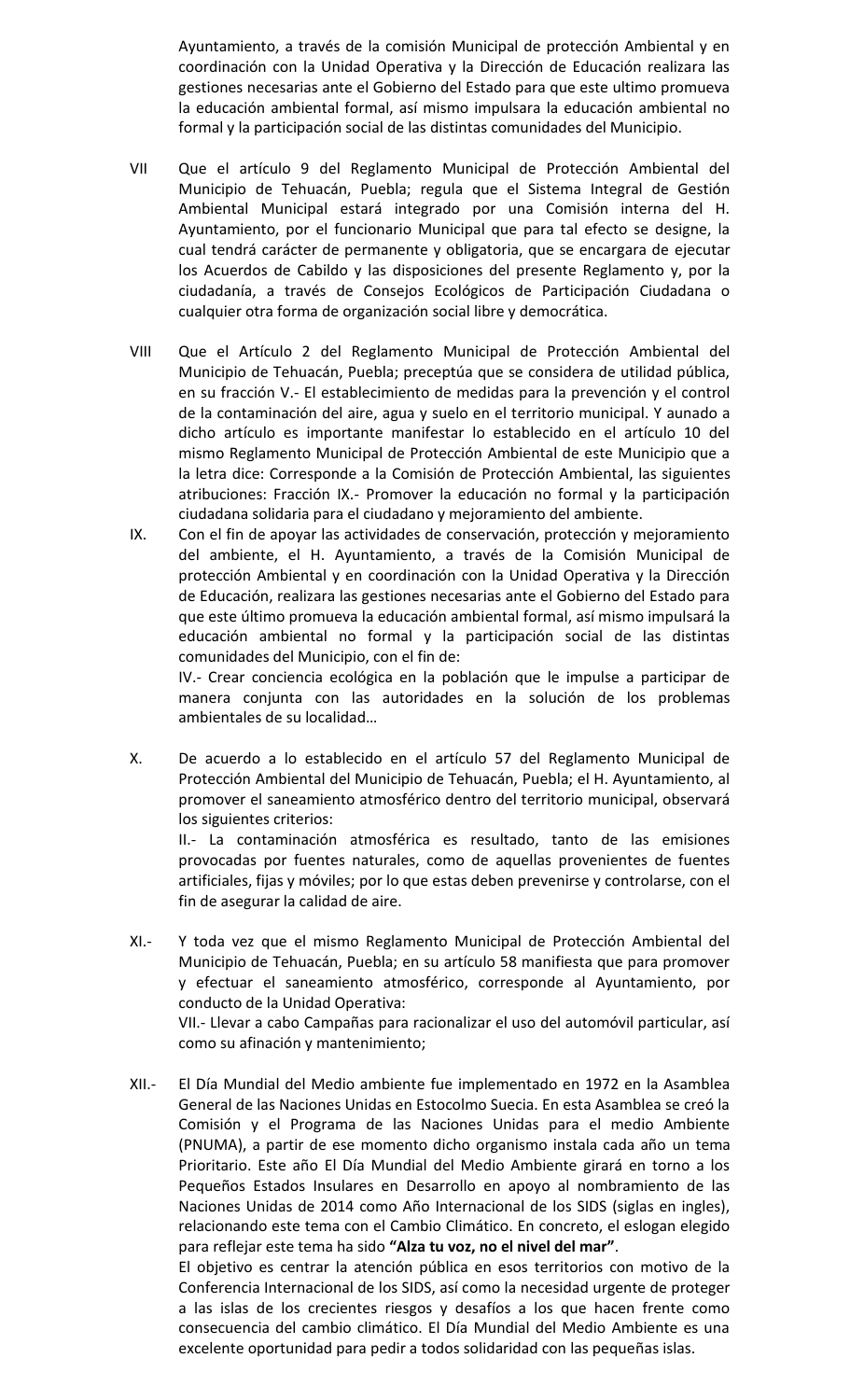Ayuntamiento, a través de la comisión Municipal de protección Ambiental y en coordinación con la Unidad Operativa y la Dirección de Educación realizara las gestiones necesarias ante el Gobierno del Estado para que este ultimo promueva la educación ambiental formal, así mismo impulsara la educación ambiental no formal y la participación social de las distintas comunidades del Municipio.

VII Que el artículo 9 del Reglamento Municipal de Protección Ambiental del Municipio de Tehuacán, Puebla; regula que el Sistema Integral de Gestión Ambiental Municipal estará integrado por una Comisión interna del H. Ayuntamiento, por el funcionario Municipal que para tal efecto se designe, la cual tendrá carácter de permanente y obligatoria, que se encargara de ejecutar los Acuerdos de Cabildo y las disposiciones del presente Reglamento y, por la ciudadanía, a través de Consejos Ecológicos de Participación Ciudadana o cualquier otra forma de organización social libre y democrática.

VIII Que el Artículo 2 del Reglamento Municipal de Protección Ambiental del Municipio de Tehuacán, Puebla; preceptúa que se considera de utilidad pública, en su fracción V.- El establecimiento de medidas para la prevención y el control de la contaminación del aire, agua y suelo en el territorio municipal. Y aunado a dicho artículo es importante manifestar lo establecido en el artículo 10 del mismo Reglamento Municipal de Protección Ambiental de este Municipio que a la letra dice: Corresponde a la Comisión de Protección Ambiental, las siguientes atribuciones: Fracción IX.- Promover la educación no formal y la participación ciudadana solidaria para el ciudadano y mejoramiento del ambiente.

IX. Con el fin de apoyar las actividades de conservación, protección y mejoramiento del ambiente, el H. Ayuntamiento, a través de la Comisión Municipal de protección Ambiental y en coordinación con la Unidad Operativa y la Dirección de Educación, realizara las gestiones necesarias ante el Gobierno del Estado para que este último promueva la educación ambiental formal, así mismo impulsará la educación ambiental no formal y la participación social de las distintas comunidades del Municipio, con el fin de:

IV.- Crear conciencia ecológica en la población que le impulse a participar de manera conjunta con las autoridades en la solución de los problemas ambientales de su localidad…

X. De acuerdo a lo establecido en el artículo 57 del Reglamento Municipal de Protección Ambiental del Municipio de Tehuacán, Puebla; el H. Ayuntamiento, al promover el saneamiento atmosférico dentro del territorio municipal, observará los siguientes criterios:

II.- La contaminación atmosférica es resultado, tanto de las emisiones provocadas por fuentes naturales, como de aquellas provenientes de fuentes artificiales, fijas y móviles; por lo que estas deben prevenirse y controlarse, con el fin de asegurar la calidad de aire.

XI.- Y toda vez que el mismo Reglamento Municipal de Protección Ambiental del Municipio de Tehuacán, Puebla; en su artículo 58 manifiesta que para promover y efectuar el saneamiento atmosférico, corresponde al Ayuntamiento, por conducto de la Unidad Operativa:

VII.- Llevar a cabo Campañas para racionalizar el uso del automóvil particular, así como su afinación y mantenimiento;

XII.- El Día Mundial del Medio ambiente fue implementado en 1972 en la Asamblea General de las Naciones Unidas en Estocolmo Suecia. En esta Asamblea se creó la Comisión y el Programa de las Naciones Unidas para el medio Ambiente (PNUMA), a partir de ese momento dicho organismo instala cada año un tema Prioritario. Este año El Día Mundial del Medio Ambiente girará en torno a los Pequeños Estados Insulares en Desarrollo en apoyo al nombramiento de las Naciones Unidas de 2014 como Año Internacional de los SIDS (siglas en ingles), relacionando este tema con el Cambio Climático. En concreto, el eslogan elegido para reflejar este tema ha sido **"Alza tu voz, no el nivel del mar"**.

El objetivo es centrar la atención pública en esos territorios con motivo de la Conferencia Internacional de los SIDS, así como la necesidad urgente de proteger a las islas de los crecientes riesgos y desafíos a los que hacen frente como consecuencia del cambio climático. El Día Mundial del Medio Ambiente es una excelente oportunidad para pedir a todos solidaridad con las pequeñas islas.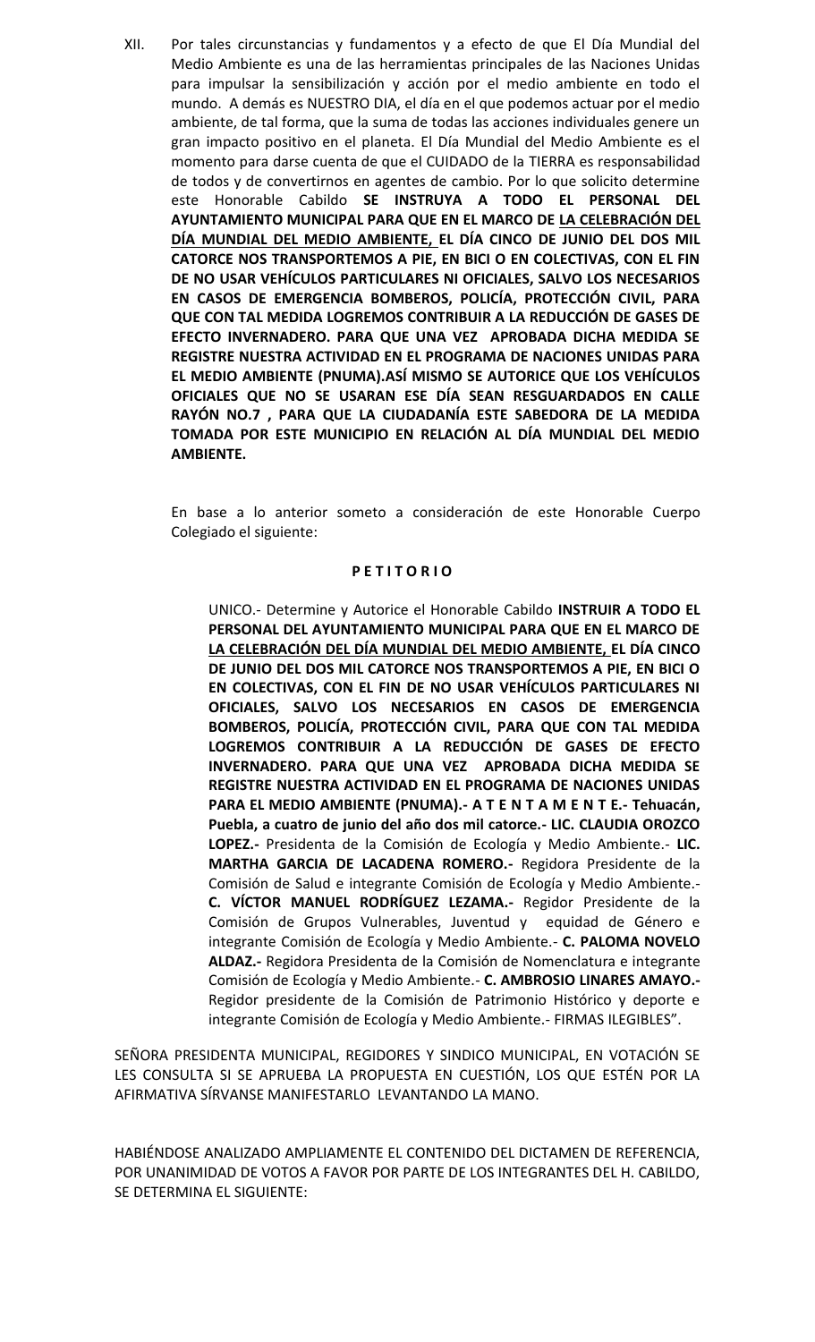XII. Por tales circunstancias y fundamentos y a efecto de que El Día Mundial del Medio Ambiente es una de las herramientas principales de las Naciones Unidas para impulsar la sensibilización y acción por el medio ambiente en todo el mundo. A demás es NUESTRO DIA, el día en el que podemos actuar por el medio ambiente, de tal forma, que la suma de todas las acciones individuales genere un gran impacto positivo en el planeta. El Día Mundial del Medio Ambiente es el momento para darse cuenta de que el CUIDADO de la TIERRA es responsabilidad de todos y de convertirnos en agentes de cambio. Por lo que solicito determine este Honorable Cabildo **SE INSTRUYA A TODO EL PERSONAL DEL AYUNTAMIENTO MUNICIPAL PARA QUE EN EL MARCO DE <u>LA CELEBRACIÓN DEL DÍA MUNDIAL DEL MEDIO AMBIENTE,</u> EL DÍA CINCO DE JUNIO DEL DOS MIL CATORCE NOS TRANSPORTEMOS A PIE, EN BICI O EN COLECTIVAS, CON EL FIN DE NO USAR VEHÍCULOS PARTICULARES NI OFICIALES, SALVO LOS NECESARIOS EN CASOS DE EMERGENCIA BOMBEROS, POLICÍA, PROTECCIÓN CIVIL, PARA QUE CON TAL MEDIDA LOGREMOS CONTRIBUIR A LA REDUCCIÓN DE GASES DE EFECTO INVERNADERO. PARA QUE UNA VEZ APROBADA DICHA MEDIDA SE REGISTRE NUESTRA ACTIVIDAD EN EL PROGRAMA DE NACIONES UNIDAS PARA EL MEDIO AMBIENTE (PNUMA).ASÍ MISMO SE AUTORICE QUE LOS VEHÍCULOS OFICIALES QUE NO SE USARAN ESE DÍA SEAN RESGUARDADOS EN CALLE RAYÓN NO.7 , PARA QUE LA CIUDADANÍA ESTE SABEDORA DE LA MEDIDA TOMADA POR ESTE MUNICIPIO EN RELACIÓN AL DÍA MUNDIAL DEL MEDIO AMBIENTE.**

En base a lo anterior someto a consideración de este Honorable Cuerpo Colegiado el siguiente:

**P E T I T O R I O**

UNICO.- Determine y Autorice el Honorable Cabildo **INSTRUIR A TODO EL PERSONAL DEL AYUNTAMIENTO MUNICIPAL PARA QUE EN EL MARCO DE <u>LA CELEBRACIÓN DEL DÍA MUNDIAL DEL MEDIO AMBIENTE,</u> EL DÍA CINCO DE JUNIO DEL DOS MIL CATORCE NOS TRANSPORTEMOS A PIE, EN BICI O EN COLECTIVAS, CON EL FIN DE NO USAR VEHÍCULOS PARTICULARES NI OFICIALES, SALVO LOS NECESARIOS EN CASOS DE EMERGENCIA BOMBEROS, POLICÍA, PROTECCIÓN CIVIL, PARA QUE CON TAL MEDIDA LOGREMOS CONTRIBUIR A LA REDUCCIÓN DE GASES DE EFECTO INVERNADERO. PARA QUE UNA VEZ APROBADA DICHA MEDIDA SE REGISTRE NUESTRA ACTIVIDAD EN EL PROGRAMA DE NACIONES UNIDAS PARA EL MEDIO AMBIENTE (PNUMA).- A T E N T A M E N T E.- Tehuacán, Puebla, a cuatro de junio del año dos mil catorce.- LIC. CLAUDIA OROZCO LOPEZ.-** Presidenta de la Comisión de Ecología y Medio Ambiente.- **LIC. MARTHA GARCIA DE LACADENA ROMERO.-** Regidora Presidente de la Comisión de Salud e integrante Comisión de Ecología y Medio Ambiente.- **C. VÍCTOR MANUEL RODRÍGUEZ LEZAMA.-** Regidor Presidente de la Comisión de Grupos Vulnerables, Juventud y equidad de Género e integrante Comisión de Ecología y Medio Ambiente.- **C. PALOMA NOVELO ALDAZ.-** Regidora Presidenta de la Comisión de Nomenclatura e integrante Comisión de Ecología y Medio Ambiente.- **C. AMBROSIO LINARES AMAYO.-** Regidor presidente de la Comisión de Patrimonio Histórico y deporte e integrante Comisión de Ecología y Medio Ambiente.- FIRMAS ILEGIBLES".

SEÑORA PRESIDENTA MUNICIPAL, REGIDORES Y SINDICO MUNICIPAL, EN VOTACIÓN SE LES CONSULTA SI SE APRUEBA LA PROPUESTA EN CUESTIÓN, LOS QUE ESTÉN POR LA AFIRMATIVA SÍRVANSE MANIFESTARLO LEVANTANDO LA MANO.

HABIÉNDOSE ANALIZADO AMPLIAMENTE EL CONTENIDO DEL DICTAMEN DE REFERENCIA, POR UNANIMIDAD DE VOTOS A FAVOR POR PARTE DE LOS INTEGRANTES DEL H. CABILDO, SE DETERMINA EL SIGUIENTE: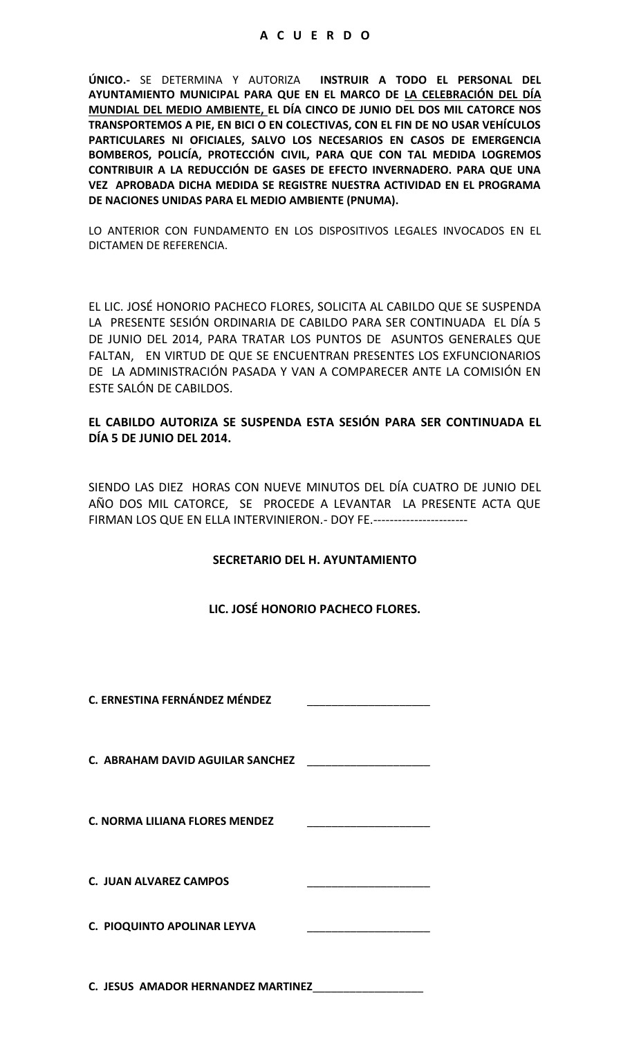**A C U E R D O**

**ÚNICO.-** SE DETERMINA Y AUTORIZA **INSTRUIR A TODO EL PERSONAL DEL AYUNTAMIENTO MUNICIPAL PARA QUE EN EL MARCO DE <u>LA CELEBRACIÓN DEL DÍA MUNDIAL DEL MEDIO AMBIENTE,</u> EL DÍA CINCO DE JUNIO DEL DOS MIL CATORCE NOS TRANSPORTEMOS A PIE, EN BICI O EN COLECTIVAS, CON EL FIN DE NO USAR VEHÍCULOS PARTICULARES NI OFICIALES, SALVO LOS NECESARIOS EN CASOS DE EMERGENCIA BOMBEROS, POLICÍA, PROTECCIÓN CIVIL, PARA QUE CON TAL MEDIDA LOGREMOS CONTRIBUIR A LA REDUCCIÓN DE GASES DE EFECTO INVERNADERO. PARA QUE UNA VEZ APROBADA DICHA MEDIDA SE REGISTRE NUESTRA ACTIVIDAD EN EL PROGRAMA DE NACIONES UNIDAS PARA EL MEDIO AMBIENTE (PNUMA).**

LO ANTERIOR CON FUNDAMENTO EN LOS DISPOSITIVOS LEGALES INVOCADOS EN EL DICTAMEN DE REFERENCIA.

EL LIC. JOSÉ HONORIO PACHECO FLORES, SOLICITA AL CABILDO QUE SE SUSPENDA LA PRESENTE SESIÓN ORDINARIA DE CABILDO PARA SER CONTINUADA EL DÍA 5 DE JUNIO DEL 2014, PARA TRATAR LOS PUNTOS DE ASUNTOS GENERALES QUE FALTAN, EN VIRTUD DE QUE SE ENCUENTRAN PRESENTES LOS EXFUNCIONARIOS DE LA ADMINISTRACIÓN PASADA Y VAN A COMPARECER ANTE LA COMISIÓN EN ESTE SALÓN DE CABILDOS.

**EL CABILDO AUTORIZA SE SUSPENDA ESTA SESIÓN PARA SER CONTINUADA EL DÍA 5 DE JUNIO DEL 2014.**

SIENDO LAS DIEZ HORAS CON NUEVE MINUTOS DEL DÍA CUATRO DE JUNIO DEL AÑO DOS MIL CATORCE, SE PROCEDE A LEVANTAR LA PRESENTE ACTA QUE FIRMAN LOS QUE EN ELLA INTERVINIERON.- DOY FE.-----------------------

**SECRETARIO DEL H. AYUNTAMIENTO**

**LIC. JOSÉ HONORIO PACHECO FLORES.**

**C. ERNESTINA FERNÁNDEZ MÉNDEZ** ____________________

**C. ABRAHAM DAVID AGUILAR SANCHEZ** ____________________

**C. NORMA LILIANA FLORES MENDEZ** ____________________

**C. JUAN ALVAREZ CAMPOS** ____________________

**C. PIOQUINTO APOLINAR LEYVA** ____________________

**C. JESUS AMADOR HERNANDEZ MARTINEZ** ____________________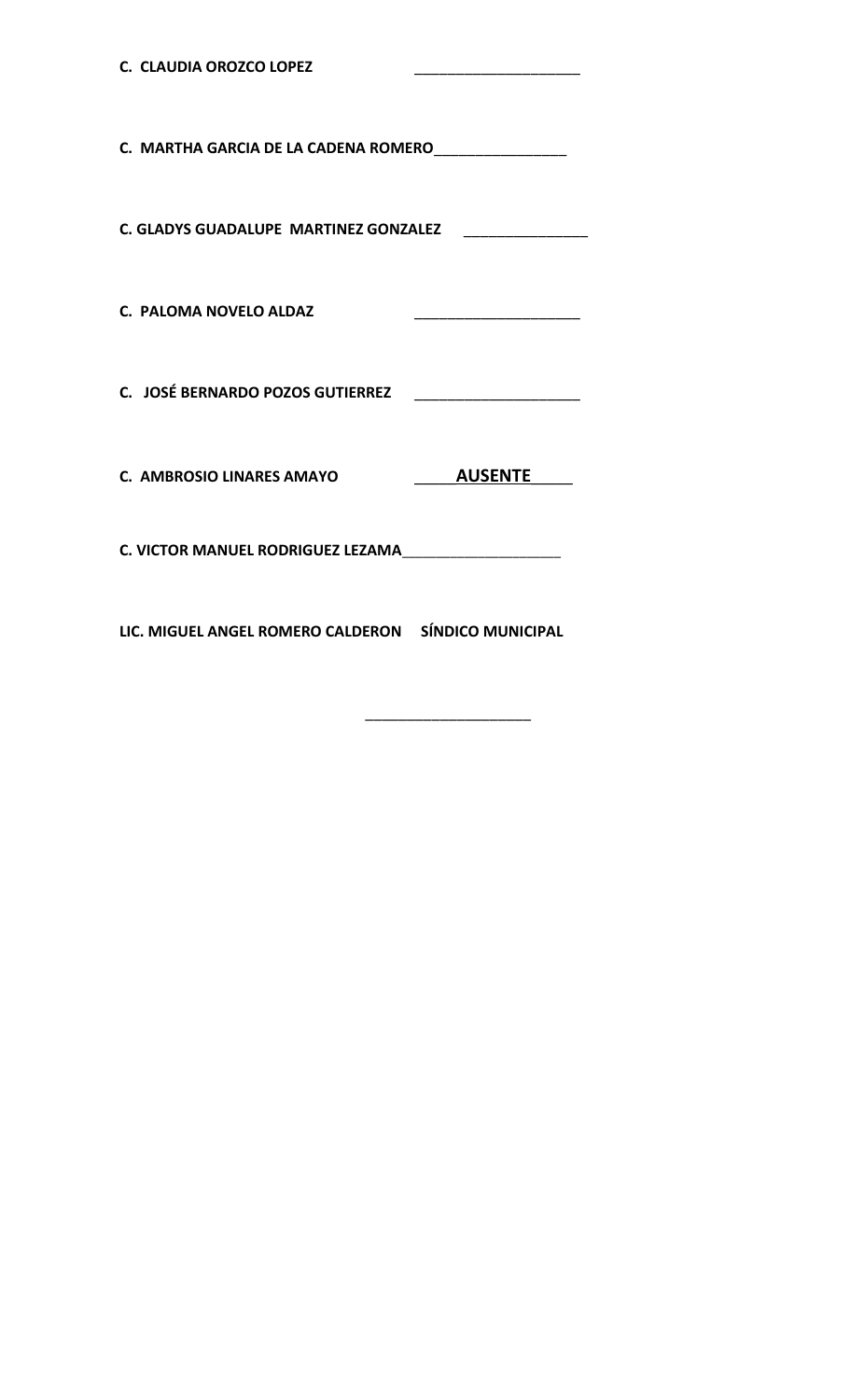**C. CLAUDIA OROZCO LOPEZ** ____________________

**C. MARTHA GARCIA DE LA CADENA ROMERO**________________

**C. GLADYS GUADALUPE MARTINEZ GONZALEZ** _______________

**C. PALOMA NOVELO ALDAZ** ____________________

**C. JOSÉ BERNARDO POZOS GUTIERREZ** ____________________

**C. AMBROSIO LINARES AMAYO** _____**AUSENTE**_____

**C. VICTOR MANUEL RODRIGUEZ LEZAMA**____________________

**LIC. MIGUEL ANGEL ROMERO CALDERON SÍNDICO MUNICIPAL**

____________________